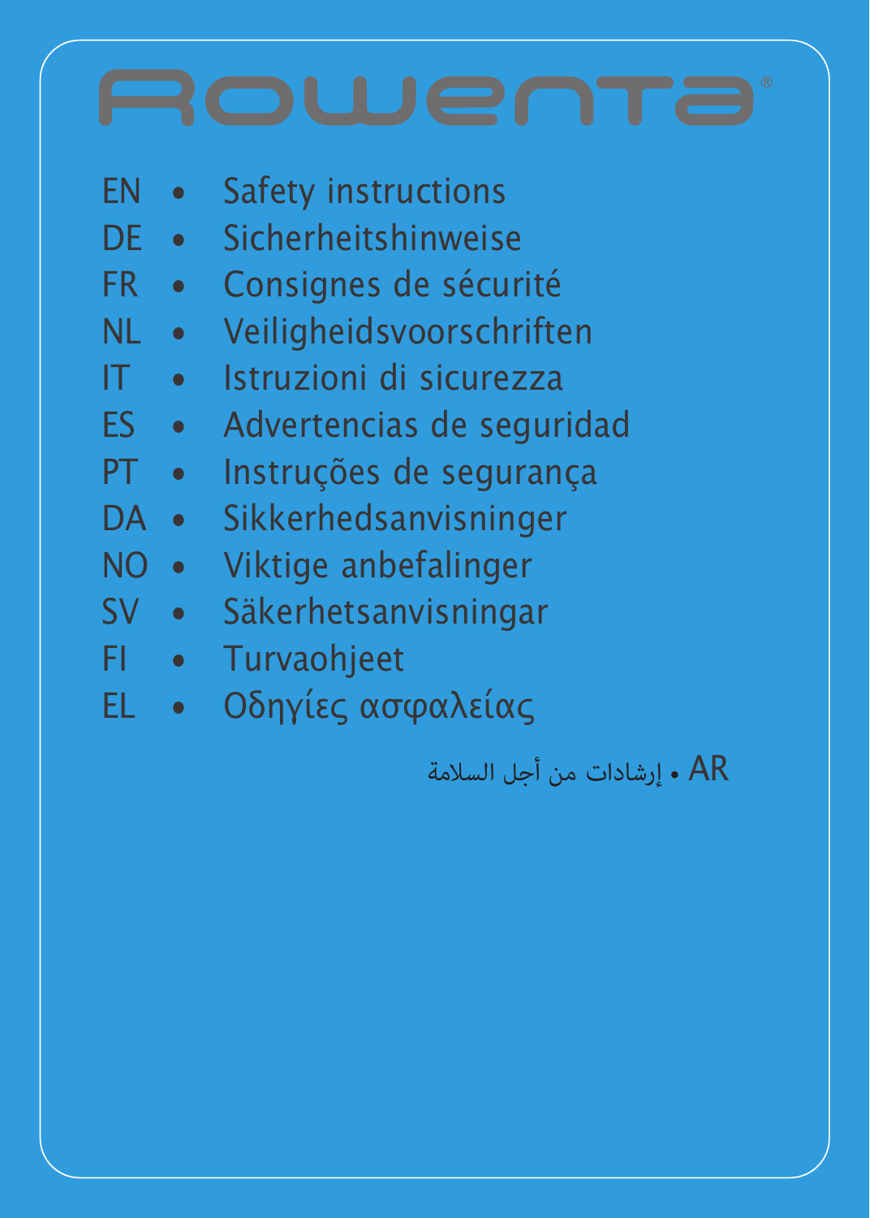# ROWENTA®

EN • Safety instructions
DE • Sicherheitshinweise
FR • Consignes de sécurité
NL • Veiligheidsvoorschriften
IT • Istruzioni di sicurezza
ES • Advertencias de seguridad
PT • Instruções de segurança
DA • Sikkerhedsanvisninger
NO • Viktige anbefalinger
SV • Säkerhetsanvisningar
FI • Turvaohjeet
EL • Οδηγίες ασφαλείας

إرشادات من أجل السلامة • AR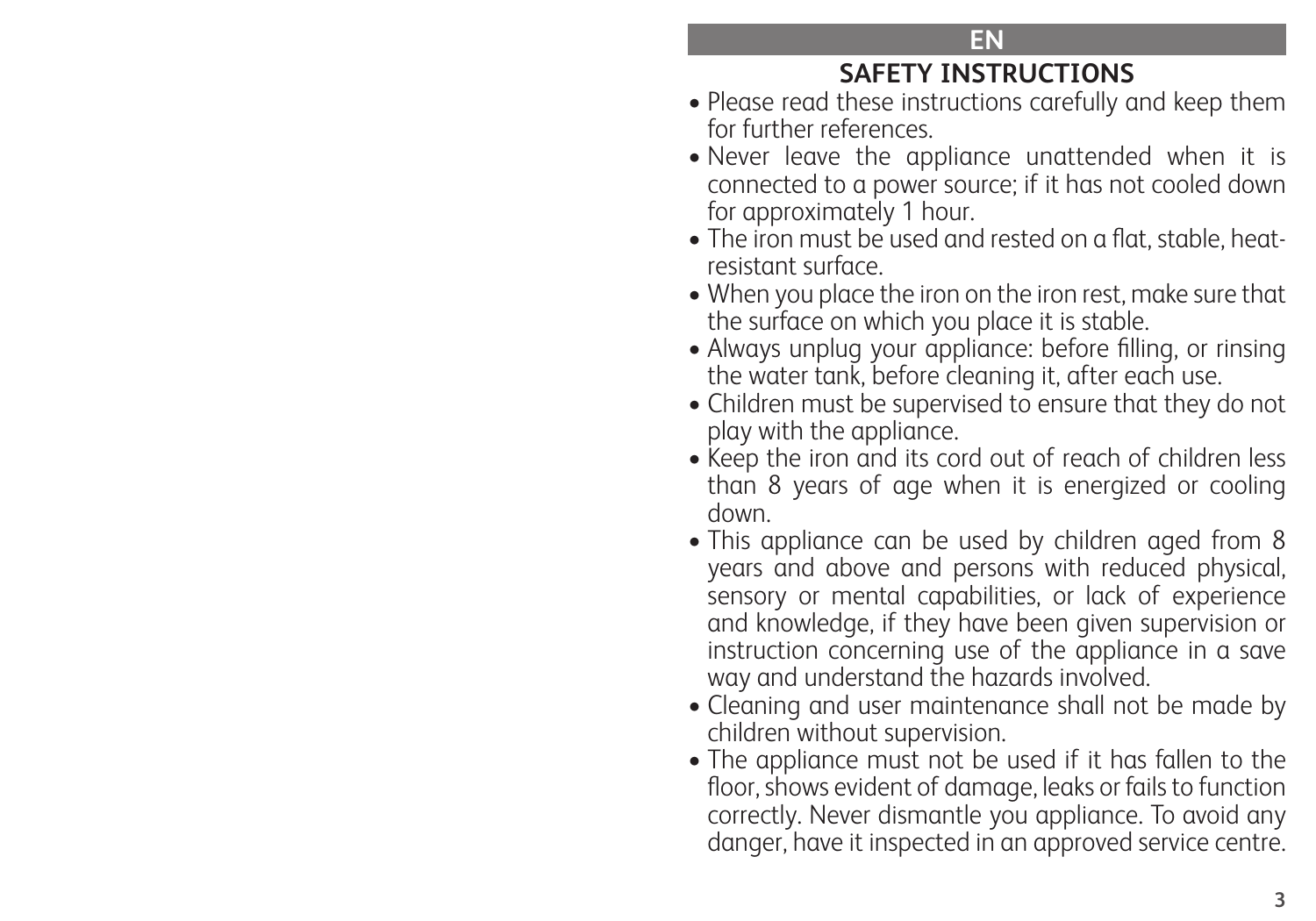EN

## SAFETY INSTRUCTIONS

- Please read these instructions carefully and keep them for further references.
- Never leave the appliance unattended when it is connected to a power source; if it has not cooled down for approximately 1 hour.
- The iron must be used and rested on a flat, stable, heat-resistant surface.
- When you place the iron on the iron rest, make sure that the surface on which you place it is stable.
- Always unplug your appliance: before filling, or rinsing the water tank, before cleaning it, after each use.
- Children must be supervised to ensure that they do not play with the appliance.
- Keep the iron and its cord out of reach of children less than 8 years of age when it is energized or cooling down.
- This appliance can be used by children aged from 8 years and above and persons with reduced physical, sensory or mental capabilities, or lack of experience and knowledge, if they have been given supervision or instruction concerning use of the appliance in a save way and understand the hazards involved.
- Cleaning and user maintenance shall not be made by children without supervision.
- The appliance must not be used if it has fallen to the floor, shows evident of damage, leaks or fails to function correctly. Never dismantle you appliance. To avoid any danger, have it inspected in an approved service centre.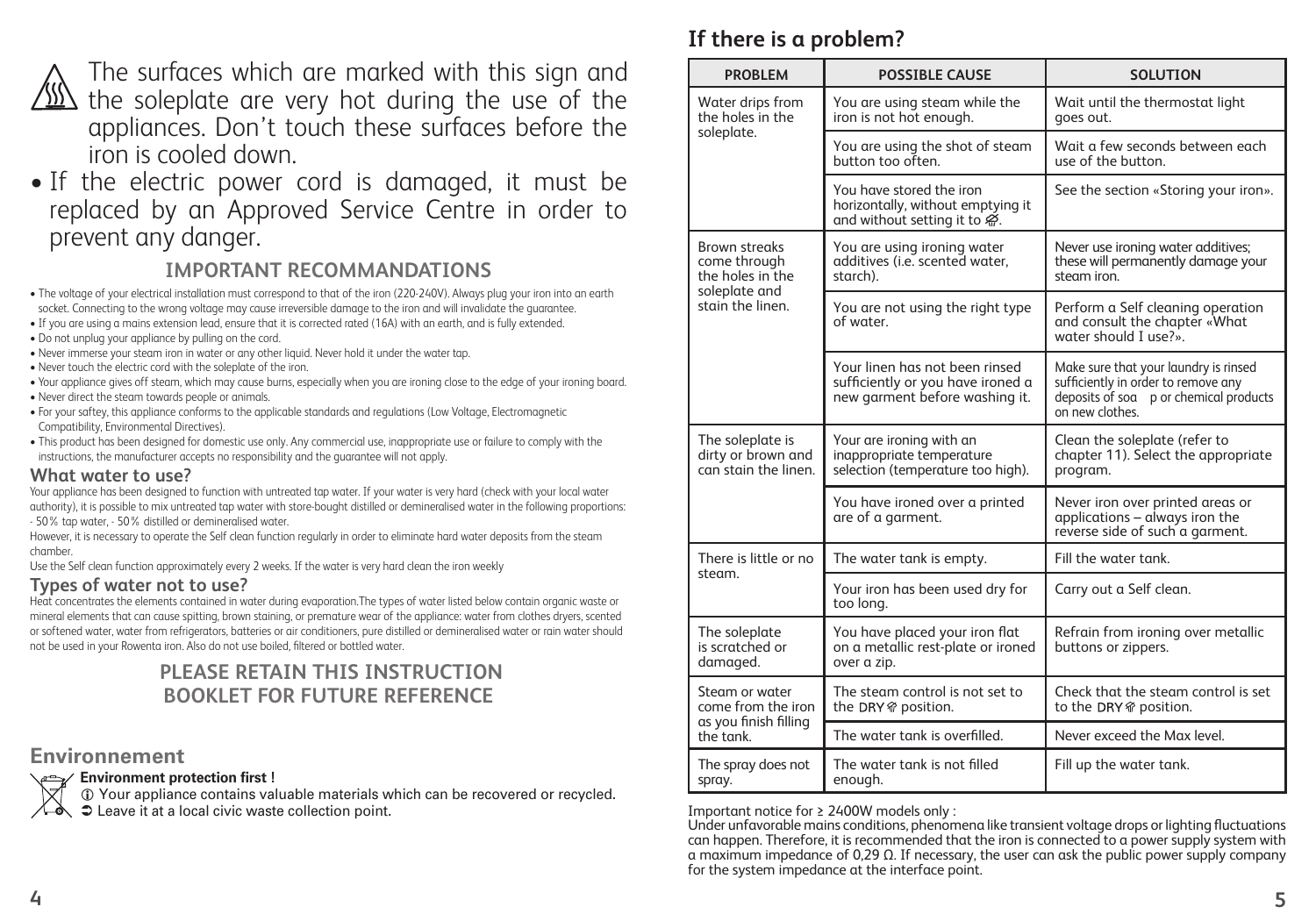The surfaces which are marked with this sign and the soleplate are very hot during the use of the appliances. Don't touch these surfaces before the iron is cooled down.

- If the electric power cord is damaged, it must be replaced by an Approved Service Centre in order to prevent any danger.

## IMPORTANT RECOMMANDATIONS

- The voltage of your electrical installation must correspond to that of the iron (220-240V). Always plug your iron into an earth socket. Connecting to the wrong voltage may cause irreversible damage to the iron and will invalidate the guarantee.
- If you are using a mains extension lead, ensure that it is corrected rated (16A) with an earth, and is fully extended.
- Do not unplug your appliance by pulling on the cord.
- Never immerse your steam iron in water or any other liquid. Never hold it under the water tap.
- Never touch the electric cord with the soleplate of the iron.
- Your appliance gives off steam, which may cause burns, especially when you are ironing close to the edge of your ironing board.
- Never direct the steam towards people or animals.
- For your saftey, this appliance conforms to the applicable standards and regulations (Low Voltage, Electromagnetic Compatibility, Environmental Directives).
- This product has been designed for domestic use only. Any commercial use, inappropriate use or failure to comply with the instructions, the manufacturer accepts no responsibility and the guarantee will not apply.

### What water to use?

Your appliance has been designed to function with untreated tap water. If your water is very hard (check with your local water authority), it is possible to mix untreated tap water with store-bought distilled or demineralised water in the following proportions: - 50% tap water, - 50% distilled or demineralised water.

However, it is necessary to operate the Self clean function regularly in order to eliminate hard water deposits from the steam chamber.

Use the Self clean function approximately every 2 weeks. If the water is very hard clean the iron weekly

### Types of water not to use?

Heat concentrates the elements contained in water during evaporation.The types of water listed below contain organic waste or mineral elements that can cause spitting, brown staining, or premature wear of the appliance: water from clothes dryers, scented or softened water, water from refrigerators, batteries or air conditioners, pure distilled or demineralised water or rain water should not be used in your Rowenta iron. Also do not use boiled, filtered or bottled water.

## PLEASE RETAIN THIS INSTRUCTION BOOKLET FOR FUTURE REFERENCE

## Environnement

**Environment protection first !**

ⓘ Your appliance contains valuable materials which can be recovered or recycled.

➲ Leave it at a local civic waste collection point.

## If there is a problem?

| PROBLEM | POSSIBLE CAUSE | SOLUTION |
| --- | --- | --- |
| Water drips from the holes in the soleplate. | You are using steam while the iron is not hot enough. | Wait until the thermostat light goes out. |
| | You are using the shot of steam button too often. | Wait a few seconds between each use of the button. |
| | You have stored the iron horizontally, without emptying it and without setting it to ⌀. | See the section «Storing your iron». |
| Brown streaks come through the holes in the soleplate and stain the linen. | You are using ironing water additives (i.e. scented water, starch). | Never use ironing water additives; these will permanently damage your steam iron. |
| | You are not using the right type of water. | Perform a Self cleaning operation and consult the chapter «What water should I use?». |
| | Your linen has not been rinsed sufficiently or you have ironed a new garment before washing it. | Make sure that your laundry is rinsed sufficiently in order to remove any deposits of soa p or chemical products on new clothes. |
| The soleplate is dirty or brown and can stain the linen. | Your are ironing with an inappropriate temperature selection (temperature too high). | Clean the soleplate (refer to chapter 11). Select the appropriate program. |
| | You have ironed over a printed are of a garment. | Never iron over printed areas or applications – always iron the reverse side of such a garment. |
| There is little or no steam. | The water tank is empty. | Fill the water tank. |
| | Your iron has been used dry for too long. | Carry out a Self clean. |
| The soleplate is scratched or damaged. | You have placed your iron flat on a metallic rest-plate or ironed over a zip. | Refrain from ironing over metallic buttons or zippers. |
| Steam or water come from the iron as you finish filling the tank. | The steam control is not set to the DRY position. | Check that the steam control is set to the DRY position. |
| | The water tank is overfilled. | Never exceed the Max level. |
| The spray does not spray. | The water tank is not filled enough. | Fill up the water tank. |

Important notice for ≥ 2400W models only :
Under unfavorable mains conditions, phenomena like transient voltage drops or lighting fluctuations can happen. Therefore, it is recommended that the iron is connected to a power supply system with a maximum impedance of 0,29 Ω. If necessary, the user can ask the public power supply company for the system impedance at the interface point.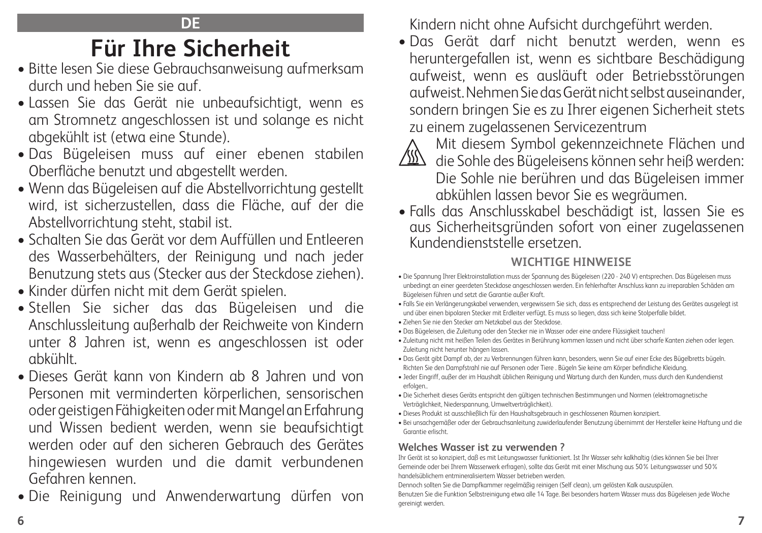DE

# Für Ihre Sicherheit

- Bitte lesen Sie diese Gebrauchsanweisung aufmerksam durch und heben Sie sie auf.
- Lassen Sie das Gerät nie unbeaufsichtigt, wenn es am Stromnetz angeschlossen ist und solange es nicht abgekühlt ist (etwa eine Stunde).
- Das Bügeleisen muss auf einer ebenen stabilen Oberfläche benutzt und abgestellt werden.
- Wenn das Bügeleisen auf die Abstellvorrichtung gestellt wird, ist sicherzustellen, dass die Fläche, auf der die Abstellvorrichtung steht, stabil ist.
- Schalten Sie das Gerät vor dem Auffüllen und Entleeren des Wasserbehälters, der Reinigung und nach jeder Benutzung stets aus (Stecker aus der Steckdose ziehen).
- Kinder dürfen nicht mit dem Gerät spielen.
- Stellen Sie sicher das das Bügeleisen und die Anschlussleitung außerhalb der Reichweite von Kindern unter 8 Jahren ist, wenn es angeschlossen ist oder abkühlt.
- Dieses Gerät kann von Kindern ab 8 Jahren und von Personen mit verminderten körperlichen, sensorischen oder geistigen Fähigkeiten oder mit Mangel an Erfahrung und Wissen bedient werden, wenn sie beaufsichtigt werden oder auf den sicheren Gebrauch des Gerätes hingewiesen wurden und die damit verbundenen Gefahren kennen.
- Die Reinigung und Anwenderwartung dürfen von Kindern nicht ohne Aufsicht durchgeführt werden.
- Das Gerät darf nicht benutzt werden, wenn es heruntergefallen ist, wenn es sichtbare Beschädigung aufweist, wenn es ausläuft oder Betriebsstörungen aufweist. Nehmen Sie das Gerät nicht selbst auseinander, sondern bringen Sie es zu Ihrer eigenen Sicherheit stets zu einem zugelassenen Servicezentrum

Mit diesem Symbol gekennzeichnete Flächen und die Sohle des Bügeleisens können sehr heiß werden: Die Sohle nie berühren und das Bügeleisen immer abkühlen lassen bevor Sie es wegräumen.

- Falls das Anschlusskabel beschädigt ist, lassen Sie es aus Sicherheitsgründen sofort von einer zugelassenen Kundendienststelle ersetzen.

### WICHTIGE HINWEISE

- Die Spannung Ihrer Elektroinstallation muss der Spannung des Bügeleisen (220 - 240 V) entsprechen. Das Bügeleisen muss unbedingt an einer geerdeten Steckdose angeschlossen werden. Ein fehlerhafter Anschluss kann zu irreparablen Schäden am Bügeleisen führen und setzt die Garantie außer Kraft.
- Falls Sie ein Verlängerungskabel verwenden, vergewissern Sie sich, dass es entsprechend der Leistung des Gerätes ausgelegt ist und über einen bipolaren Stecker mit Erdleiter verfügt. Es muss so liegen, dass sich keine Stolperfalle bildet.
- Ziehen Sie nie den Stecker am Netzkabel aus der Steckdose.
- Das Bügeleisen, die Zuleitung oder den Stecker nie in Wasser oder eine andere Flüssigkeit tauchen!
- Zuleitung nicht mit heißen Teilen des Gerätes in Berührung kommen lassen und nicht über scharfe Kanten ziehen oder legen. Zuleitung nicht herunter hängen lassen.
- Das Gerät gibt Dampf ab, der zu Verbrennungen führen kann, besonders, wenn Sie auf einer Ecke des Bügelbretts bügeln. Richten Sie den Dampfstrahl nie auf Personen oder Tiere . Bügeln Sie keine am Körper befindliche Kleidung.
- Jeder Eingriff, außer der im Haushalt üblichen Reinigung und Wartung durch den Kunden, muss durch den Kundendienst erfolgen..
- Die Sicherheit dieses Geräts entspricht den gültigen technischen Bestimmungen und Normen (elektromagnetische Verträglichkeit, Niederspannung, Umweltverträglichkeit).
- Dieses Produkt ist ausschließlich für den Haushaltsgebrauch in geschlossenen Räumen konzipiert.
- Bei unsachgemäßer oder der Gebrauchsanleitung zuwiderlaufender Benutzung übernimmt der Hersteller keine Haftung und die Garantie erlischt.

**Welches Wasser ist zu verwenden ?**

Ihr Gerät ist so konzipiert, daß es mit Leitungswasser funktioniert. Ist Ihr Wasser sehr kalkhaltig (dies können Sie bei Ihrer Gemeinde oder bei Ihrem Wasserwerk erfragen), sollte das Gerät mit einer Mischung aus 50% Leitungswasser und 50% handelsüblichem entmineralisiertem Wasser betrieben werden.

Dennoch sollten Sie die Dampfkammer regelmäßig reinigen (Self clean), um gelösten Kalk auszuspülen.

Benutzen Sie die Funktion Selbstreinigung etwa alle 14 Tage. Bei besonders hartem Wasser muss das Bügeleisen jede Woche gereinigt werden.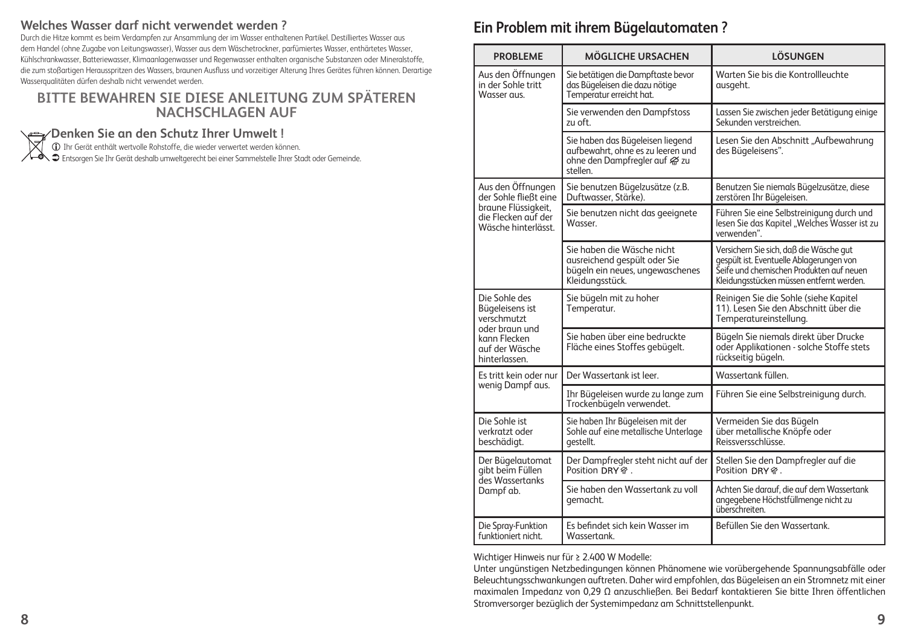## Welches Wasser darf nicht verwendet werden ?

Durch die Hitze kommt es beim Verdampfen zur Ansammlung der im Wasser enthaltenen Partikel. Destilliertes Wasser aus dem Handel (ohne Zugabe von Leitungswasser), Wasser aus dem Wäschetrockner, parfümiertes Wasser, enthärtetes Wasser, Kühlschrankwasser, Batteriewasser, Klimaanlagenwasser und Regenwasser enthalten organische Substanzen oder Mineralstoffe, die zum stoßartigen Herausspritzen des Wassers, braunen Ausfluss und vorzeitiger Alterung Ihres Gerätes führen können. Derartige Wasserqualitäten dürfen deshalb nicht verwendet werden.

## BITTE BEWAHREN SIE DIESE ANLEITUNG ZUM SPÄTEREN NACHSCHLAGEN AUF

## Denken Sie an den Schutz Ihrer Umwelt !

ⓘ Ihr Gerät enthält wertvolle Rohstoffe, die wieder verwertet werden können.

➲ Entsorgen Sie Ihr Gerät deshalb umweltgerecht bei einer Sammelstelle Ihrer Stadt oder Gemeinde.

# Ein Problem mit ihrem Bügelautomaten ?

| PROBLEME | MÖGLICHE URSACHEN | LÖSUNGEN |
|---|---|---|
| Aus den Öffnungen in der Sohle tritt Wasser aus. | Sie betätigen die Dampftaste bevor das Bügeleisen die dazu nötige Temperatur erreicht hat. | Warten Sie bis die Kontrollleuchte ausgeht. |
| | Sie verwenden den Dampfstoss zu oft. | Lassen Sie zwischen jeder Betätigung einige Sekunden verstreichen. |
| | Sie haben das Bügeleisen liegend aufbewahrt, ohne es zu leeren und ohne den Dampfregler auf zu stellen. | Lesen Sie den Abschnitt „Aufbewahrung des Bügeleisens". |
| Aus den Öffnungen der Sohle fließt eine braune Flüssigkeit, die Flecken auf der Wäsche hinterlässt. | Sie benutzen Bügelzusätze (z.B. Duftwasser, Stärke). | Benutzen Sie niemals Bügelzusätze, diese zerstören Ihr Bügeleisen. |
| | Sie benutzen nicht das geeignete Wasser. | Führen Sie eine Selbstreinigung durch und lesen Sie das Kapitel „Welches Wasser ist zu verwenden". |
| | Sie haben die Wäsche nicht ausreichend gespült oder Sie bügeln ein neues, ungewaschenes Kleidungsstück. | Versichern Sie sich, daß die Wäsche gut gespült ist. Eventuelle Ablagerungen von Seife und chemischen Produkten auf neuen Kleidungsstücken müssen entfernt werden. |
| Die Sohle des Bügeleisens ist verschmutzt oder braun und kann Flecken auf der Wäsche hinterlassen. | Sie bügeln mit zu hoher Temperatur. | Reinigen Sie die Sohle (siehe Kapitel 11). Lesen Sie den Abschnitt über die Temperatureinstellung. |
| | Sie haben über eine bedruckte Fläche eines Stoffes gebügelt. | Bügeln Sie niemals direkt über Drucke oder Applikationen - solche Stoffe stets rückseitig bügeln. |
| Es tritt kein oder nur wenig Dampf aus. | Der Wassertank ist leer. | Wassertank füllen. |
| | Ihr Bügeleisen wurde zu lange zum Trockenbügeln verwendet. | Führen Sie eine Selbstreinigung durch. |
| Die Sohle ist verkratzt oder beschädigt. | Sie haben Ihr Bügeleisen mit der Sohle auf eine metallische Unterlage gestellt. | Vermeiden Sie das Bügeln über metallische Knöpfe oder Reissversschlüsse. |
| Der Bügelautomat gibt beim Füllen des Wassertanks Dampf ab. | Der Dampfregler steht nicht auf der Position DRY. | Stellen Sie den Dampfregler auf die Position DRY. |
| | Sie haben den Wassertank zu voll gemacht. | Achten Sie darauf, die auf dem Wassertank angegebene Höchstfüllmenge nicht zu überschreiten. |
| Die Spray-Funktion funktioniert nicht. | Es befindet sich kein Wasser im Wassertank. | Befüllen Sie den Wassertank. |

Wichtiger Hinweis nur für ≥ 2.400 W Modelle:

Unter ungünstigen Netzbedingungen können Phänomene wie vorübergehende Spannungsabfälle oder Beleuchtungsschwankungen auftreten. Daher wird empfohlen, das Bügeleisen an ein Stromnetz mit einer maximalen Impedanz von 0,29 Ω anzuschließen. Bei Bedarf kontaktieren Sie bitte Ihren öffentlichen Stromversorger bezüglich der Systemimpedanz am Schnittstellenpunkt.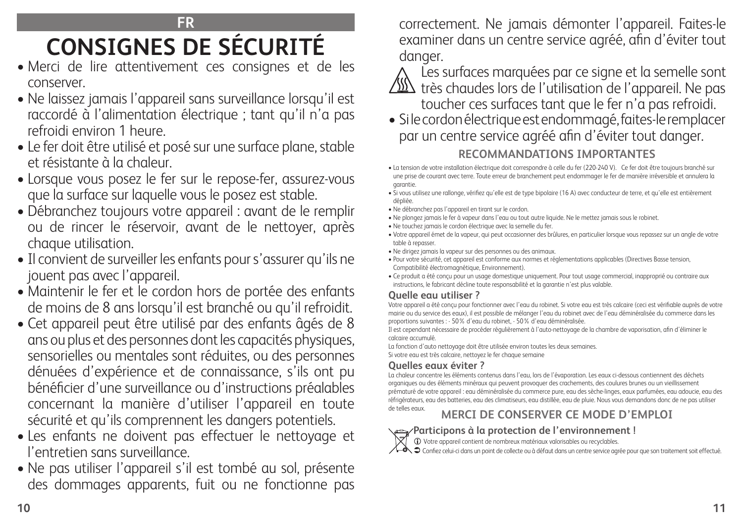FR

# CONSIGNES DE SÉCURITÉ

- Merci de lire attentivement ces consignes et de les conserver.
- Ne laissez jamais l'appareil sans surveillance lorsqu'il est raccordé à l'alimentation électrique ; tant qu'il n'a pas refroidi environ 1 heure.
- Le fer doit être utilisé et posé sur une surface plane, stable et résistante à la chaleur.
- Lorsque vous posez le fer sur le repose-fer, assurez-vous que la surface sur laquelle vous le posez est stable.
- Débranchez toujours votre appareil : avant de le remplir ou de rincer le réservoir, avant de le nettoyer, après chaque utilisation.
- Il convient de surveiller les enfants pour s'assurer qu'ils ne jouent pas avec l'appareil.
- Maintenir le fer et le cordon hors de portée des enfants de moins de 8 ans lorsqu'il est branché ou qu'il refroidit.
- Cet appareil peut être utilisé par des enfants âgés de 8 ans ou plus et des personnes dont les capacités physiques, sensorielles ou mentales sont réduites, ou des personnes dénuées d'expérience et de connaissance, s'ils ont pu bénéficier d'une surveillance ou d'instructions préalables concernant la manière d'utiliser l'appareil en toute sécurité et qu'ils comprennent les dangers potentiels.
- Les enfants ne doivent pas effectuer le nettoyage et l'entretien sans surveillance.
- Ne pas utiliser l'appareil s'il est tombé au sol, présente des dommages apparents, fuit ou ne fonctionne pas correctement. Ne jamais démonter l'appareil. Faites-le examiner dans un centre service agréé, afin d'éviter tout danger.

Les surfaces marquées par ce signe et la semelle sont très chaudes lors de l'utilisation de l'appareil. Ne pas toucher ces surfaces tant que le fer n'a pas refroidi.

- Si le cordon électrique est endommagé, faites-le remplacer par un centre service agréé afin d'éviter tout danger.

## RECOMMANDATIONS IMPORTANTES

- La tension de votre installation électrique doit correspondre à celle du fer (220-240 V). Ce fer doit être toujours branché sur une prise de courant avec terre. Toute erreur de branchement peut endommager le fer de manière irréversible et annulera la garantie.
- Si vous utilisez une rallonge, vérifiez qu'elle est de type bipolaire (16 A) avec conducteur de terre, et qu'elle est entièrement dépliée.
- Ne débranchez pas l'appareil en tirant sur le cordon.
- Ne plongez jamais le fer à vapeur dans l'eau ou tout autre liquide. Ne le mettez jamais sous le robinet.
- Ne touchez jamais le cordon électrique avec la semelle du fer.
- Votre appareil émet de la vapeur, qui peut occasionner des brûlures, en particulier lorsque vous repassez sur un angle de votre table à repasser.
- Ne dirigez jamais la vapeur sur des personnes ou des animaux.
- Pour votre sécurité, cet appareil est conforme aux normes et réglementations applicables (Directives Basse tension, Compatibilité électromagnétique, Environnement).
- Ce produit a été conçu pour un usage domestique uniquement. Pour tout usage commercial, inapproprié ou contraire aux instructions, le fabricant décline toute responsabilité et la garantie n'est plus valable.

### Quelle eau utiliser ?

Votre appareil a été conçu pour fonctionner avec l'eau du robinet. Si votre eau est très calcaire (ceci est vérifiable auprès de votre mairie ou du service des eaux), il est possible de mélanger l'eau du robinet avec de l'eau déminéralisée du commerce dans les proportions suivantes : - 50% d'eau du robinet, - 50% d'eau déminéralisée.
Il est cependant nécessaire de procéder régulièrement à l'auto-nettoyage de la chambre de vaporisation, afin d'éliminer le calcaire accumulé.
La fonction d'auto nettoyage doit être utilisée environ toutes les deux semaines.
Si votre eau est très calcaire, nettoyez le fer chaque semaine

### Quelles eaux éviter ?

La chaleur concentre les éléments contenus dans l'eau, lors de l'évaporation. Les eaux ci-dessous contiennent des déchets organiques ou des éléments minéraux qui peuvent provoquer des crachements, des coulures brunes ou un vieillissement prématuré de votre appareil : eau déminéralisée du commerce pure, eau des sèche-linges, eaux parfumées, eau adoucie, eau des réfrigérateurs, eau des batteries, eau des climatiseurs, eau distillée, eau de pluie. Nous vous demandons donc de ne pas utiliser de telles eaux.

## MERCI DE CONSERVER CE MODE D'EMPLOI

### Participons à la protection de l'environnement !

Votre appareil contient de nombreux matériaux valorisables ou recyclables.
Confiez celui-ci dans un point de collecte ou à défaut dans un centre service agrée pour que son traitement soit effectué.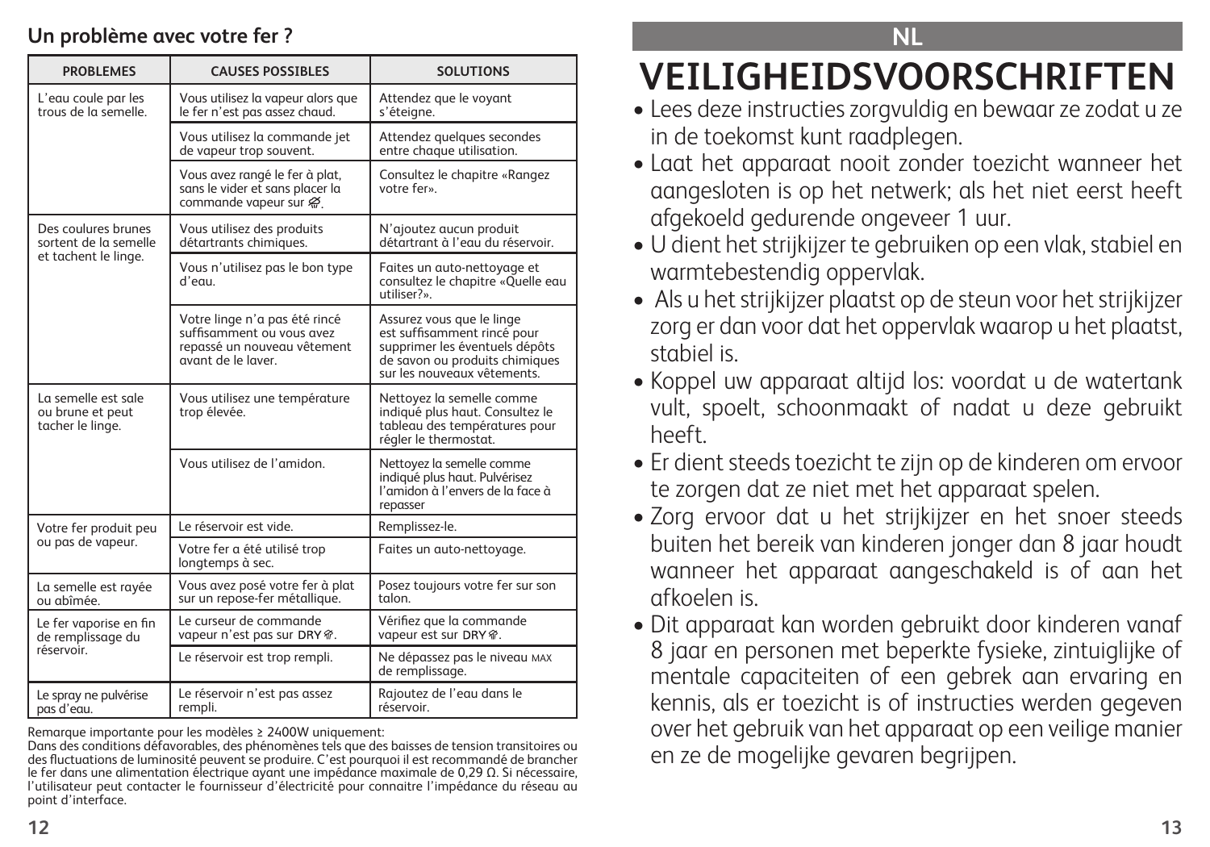## Un problème avec votre fer ?

| PROBLEMES | CAUSES POSSIBLES | SOLUTIONS |
|---|---|---|
| L'eau coule par les trous de la semelle. | Vous utilisez la vapeur alors que le fer n'est pas assez chaud. | Attendez que le voyant s'éteigne. |
| | Vous utilisez la commande jet de vapeur trop souvent. | Attendez quelques secondes entre chaque utilisation. |
| | Vous avez rangé le fer à plat, sans le vider et sans placer la commande vapeur sur . | Consultez le chapitre «Rangez votre fer». |
| Des coulures brunes sortent de la semelle et tachent le linge. | Vous utilisez des produits détartrants chimiques. | N'ajoutez aucun produit détartrant à l'eau du réservoir. |
| | Vous n'utilisez pas le bon type d'eau. | Faites un auto-nettoyage et consultez le chapitre «Quelle eau utiliser?». |
| | Votre linge n'a pas été rincé suffisamment ou vous avez repassé un nouveau vêtement avant de le laver. | Assurez vous que le linge est suffisamment rincé pour supprimer les éventuels dépôts de savon ou produits chimiques sur les nouveaux vêtements. |
| La semelle est sale ou brune et peut tacher le linge. | Vous utilisez une température trop élevée. | Nettoyez la semelle comme indiqué plus haut. Consultez le tableau des températures pour régler le thermostat. |
| | Vous utilisez de l'amidon. | Nettoyez la semelle comme indiqué plus haut. Pulvérisez l'amidon à l'envers de la face à repasser |
| Votre fer produit peu ou pas de vapeur. | Le réservoir est vide. | Remplissez-le. |
| | Votre fer a été utilisé trop longtemps à sec. | Faites un auto-nettoyage. |
| La semelle est rayée ou abîmée. | Vous avez posé votre fer à plat sur un repose-fer métallique. | Posez toujours votre fer sur son talon. |
| Le fer vaporise en fin de remplissage du réservoir. | Le curseur de commande vapeur n'est pas sur DRY. | Vérifiez que la commande vapeur est sur DRY. |
| | Le réservoir est trop rempli. | Ne dépassez pas le niveau MAX de remplissage. |
| Le spray ne pulvérise pas d'eau. | Le réservoir n'est pas assez rempli. | Rajoutez de l'eau dans le réservoir. |

Remarque importante pour les modèles ≥ 2400W uniquement:
Dans des conditions défavorables, des phénomènes tels que des baisses de tension transitoires ou des fluctuations de luminosité peuvent se produire. C'est pourquoi il est recommandé de brancher le fer dans une alimentation électrique ayant une impédance maximale de 0,29 Ω. Si nécessaire, l'utilisateur peut contacter le fournisseur d'électricité pour connaitre l'impédance du réseau au point d'interface.

NL

# VEILIGHEIDSVOORSCHRIFTEN

- Lees deze instructies zorgvuldig en bewaar ze zodat u ze in de toekomst kunt raadplegen.
- Laat het apparaat nooit zonder toezicht wanneer het aangesloten is op het netwerk; als het niet eerst heeft afgekoeld gedurende ongeveer 1 uur.
- U dient het strijkijzer te gebruiken op een vlak, stabiel en warmtebestendig oppervlak.
- Als u het strijkijzer plaatst op de steun voor het strijkijzer zorg er dan voor dat het oppervlak waarop u het plaatst, stabiel is.
- Koppel uw apparaat altijd los: voordat u de watertank vult, spoelt, schoonmaakt of nadat u deze gebruikt heeft.
- Er dient steeds toezicht te zijn op de kinderen om ervoor te zorgen dat ze niet met het apparaat spelen.
- Zorg ervoor dat u het strijkijzer en het snoer steeds buiten het bereik van kinderen jonger dan 8 jaar houdt wanneer het apparaat aangeschakeld is of aan het afkoelen is.
- Dit apparaat kan worden gebruikt door kinderen vanaf 8 jaar en personen met beperkte fysieke, zintuiglijke of mentale capaciteiten of een gebrek aan ervaring en kennis, als er toezicht is of instructies werden gegeven over het gebruik van het apparaat op een veilige manier en ze de mogelijke gevaren begrijpen.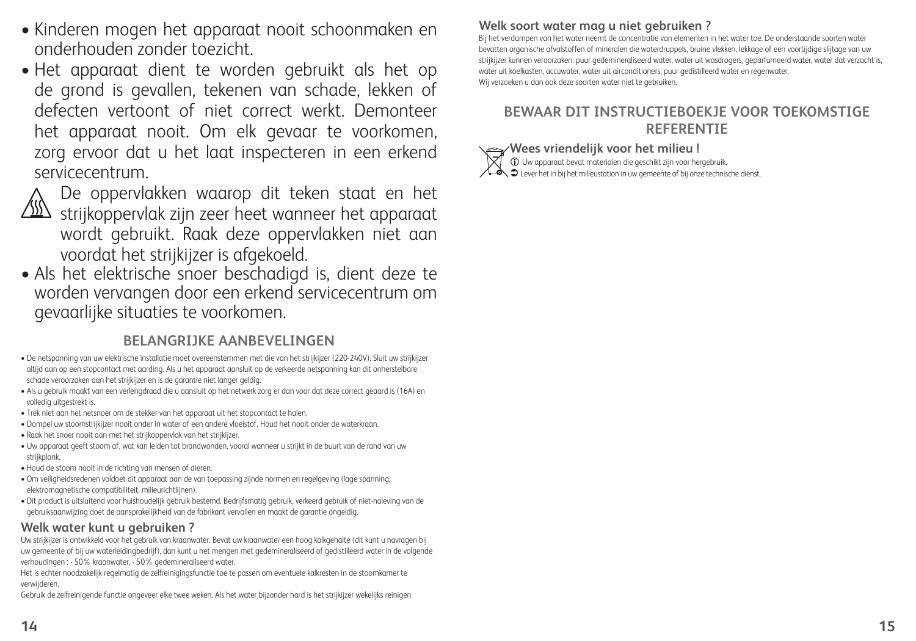- Kinderen mogen het apparaat nooit schoonmaken en onderhouden zonder toezicht.
- Het apparaat dient te worden gebruikt als het op de grond is gevallen, tekenen van schade, lekken of defecten vertoont of niet correct werkt. Demonteer het apparaat nooit. Om elk gevaar te voorkomen, zorg ervoor dat u het laat inspecteren in een erkend servicecentrum.

De oppervlakken waarop dit teken staat en het strijkoppervlak zijn zeer heet wanneer het apparaat wordt gebruikt. Raak deze oppervlakken niet aan voordat het strijkijzer is afgekoeld.

- Als het elektrische snoer beschadigd is, dient deze te worden vervangen door een erkend servicecentrum om gevaarlijke situaties te voorkomen.

## BELANGRIJKE AANBEVELINGEN

- De netspanning van uw elektrische installatie moet overeenstemmen met die van het strijkijzer (220-240V). Sluit uw strijkijzer altijd aan op een stopcontact met aarding. Als u het apparaat aansluit op de verkeerde netspanning kan dit onherstelbare schade veroorzaken aan het strijkijzer en is de garantie niet langer geldig.
- Als u gebruik maakt van een verlengdraad die u aansluit op het netwerk zorg er dan voor dat deze correct geaard is (16A) en volledig uitgestrekt is.
- Trek niet aan het netsnoer om de stekker van het apparaat uit het stopcontact te halen.
- Dompel uw stoomstrijkijzer nooit onder in water of een andere vloeistof. Houd het nooit onder de waterkraan.
- Raak het snoer nooit aan met het strijkoppervlak van het strijkijzer.
- Uw apparaat geeft stoom af, wat kan leiden tot brandwonden, vooral wanneer u strijkt in de buurt van de rand van uw strijkplank.
- Houd de stoom nooit in de richting van mensen of dieren.
- Om veiligheidsredenen voldoet dit apparaat aan de van toepassing zijnde normen en regelgeving (lage spanning, elektromagnetische compatibiliteit, milieurichtlijnen).
- Dit product is uitsluitend voor huishoudelijk gebruik bestemd. Bedrijfsmatig gebruik, verkeerd gebruik of niet-naleving van de gebruiksaanwijzing doet de aansprakelijkheid van de fabrikant vervallen en maakt de garantie ongeldig.

### Welk water kunt u gebruiken ?

Uw strijkijzer is ontwikkeld voor het gebruik van kraanwater. Bevat uw kraanwater een hoog kalkgehalte (dit kunt u navragen bij uw gemeente of bij uw waterleidingbedrijf), dan kunt u het mengen met gedemineraliseerd of gedistilleerd water in de volgende verhoudingen : - 50% kraanwater, - 50% gedemineraliseerd water.

Het is echter noodzakelijk regelmatig de zelfreinigingsfunctie toe te passen om eventuele kalkresten in de stoomkamer te verwijderen.

Gebruik de zelfreinigende functie ongeveer elke twee weken. Als het water bijzonder hard is het strijkijzer wekelijks reinigen

### Welk soort water mag u niet gebruiken ?

Bij het verdampen van het water neemt de concentratie van elementen in het water toe. De onderstaande soorten water bevatten organische afvalstoffen of mineralen die waterdruppels, bruine vlekken, lekkage of een voortijdige slijtage van uw strijkijzer kunnen veroorzaken: puur gedemineraliseerd water, water uit wasdrogers, geparfumeerd water, water dat verzacht is, water uit koelkasten, accuwater, water uit airconditioners, puur gedistilleerd water en regenwater.
Wij verzoeken u dan ook deze soorten water niet te gebruiken.

## BEWAAR DIT INSTRUCTIEBOEKJE VOOR TOEKOMSTIGE REFERENTIE

### Wees vriendelijk voor het milieu !

ⓘ Uw apparaat bevat materialen die geschikt zijn voor hergebruik.
➲ Lever het in bij het milieustation in uw gemeente of bij onze technische dienst.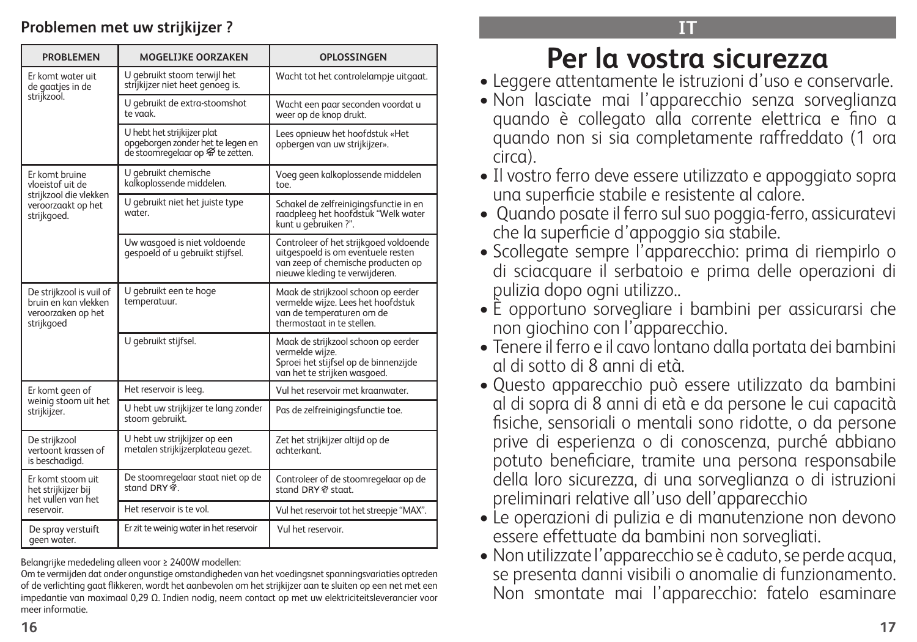## Problemen met uw strijkijzer ?

| PROBLEMEN | MOGELIJKE OORZAKEN | OPLOSSINGEN |
|---|---|---|
| Er komt water uit de gaatjes in de strijkzool. | U gebruikt stoom terwijl het strijkijzer niet heet genoeg is. | Wacht tot het controlelampje uitgaat. |
| | U gebruikt de extra-stoomshot te vaak. | Wacht een paar seconden voordat u weer op de knop drukt. |
| | U hebt het strijkijzer plat opgeborgen zonder het te legen en de stoomregelaar op ⛆ te zetten. | Lees opnieuw het hoofdstuk «Het opbergen van uw strijkijzer». |
| Er komt bruine vloeistof uit de strijkzool die vlekken veroorzaakt op het strijkgoed. | U gebruikt chemische kalkoplossende middelen. | Voeg geen kalkoplossende middelen toe. |
| | U gebruikt niet het juiste type water. | Schakel de zelfreinigingsfunctie in en raadpleeg het hoofdstuk "Welk water kunt u gebruiken ?". |
| | Uw wasgoed is niet voldoende gespoeld of u gebruikt stijfsel. | Controleer of het strijkgoed voldoende uitgespoeld is om eventuele resten van zeep of chemische producten op nieuwe kleding te verwijderen. |
| De strijkzool is vuil of bruin en kan vlekken veroorzaken op het strijkgoed | U gebruikt een te hoge temperatuur. | Maak de strijkzool schoon op eerder vermelde wijze. Lees het hoofdstuk van de temperaturen om de thermostaat in te stellen. |
| | U gebruikt stijfsel. | Maak de strijkzool schoon op eerder vermelde wijze. Sproei het stijfsel op de binnenzijde van het te strijken wasgoed. |
| Er komt geen of weinig stoom uit het strijkijzer. | Het reservoir is leeg. | Vul het reservoir met kraanwater. |
| | U hebt uw strijkijzer te lang zonder stoom gebruikt. | Pas de zelfreinigingsfunctie toe. |
| De strijkzool vertoont krassen of is beschadigd. | U hebt uw strijkijzer op een metalen strijkijzerplateau gezet. | Zet het strijkijzer altijd op de achterkant. |
| Er komt stoom uit het strijkijzer bij het vullen van het reservoir. | De stoomregelaar staat niet op de stand DRY ⛆. | Controleer of de stoomregelaar op de stand DRY ⛆ staat. |
| | Het reservoir is te vol. | Vul het reservoir tot het streepje "MAX". |
| De spray verstuift geen water. | Er zit te weinig water in het reservoir | Vul het reservoir. |

Belangrijke mededeling alleen voor ≥ 2400W modellen:
Om te vermijden dat onder ongunstige omstandigheden van het voedingsnet spanningsvariaties optreden of de verlichting gaat flikkeren, wordt het aanbevolen om het strijkijzer aan te sluiten op een net met een impedantie van maximaal 0,29 Ω. Indien nodig, neem contact op met uw elektriciteitsleverancier voor meer informatie.

IT

# Per la vostra sicurezza

- Leggere attentamente le istruzioni d'uso e conservarle.
- Non lasciate mai l'apparecchio senza sorveglianza quando è collegato alla corrente elettrica e fino a quando non si sia completamente raffreddato (1 ora circa).
- Il vostro ferro deve essere utilizzato e appoggiato sopra una superficie stabile e resistente al calore.
- Quando posate il ferro sul suo poggia-ferro, assicuratevi che la superficie d'appoggio sia stabile.
- Scollegate sempre l'apparecchio: prima di riempirlo o di sciacquare il serbatoio e prima delle operazioni di pulizia dopo ogni utilizzo..
- È opportuno sorvegliare i bambini per assicurarsi che non giochino con l'apparecchio.
- Tenere il ferro e il cavo lontano dalla portata dei bambini al di sotto di 8 anni di età.
- Questo apparecchio può essere utilizzato da bambini al di sopra di 8 anni di età e da persone le cui capacità fisiche, sensoriali o mentali sono ridotte, o da persone prive di esperienza o di conoscenza, purché abbiano potuto beneficiare, tramite una persona responsabile della loro sicurezza, di una sorveglianza o di istruzioni preliminari relative all'uso dell'apparecchio
- Le operazioni di pulizia e di manutenzione non devono essere effettuate da bambini non sorvegliati.
- Non utilizzate l'apparecchio se è caduto, se perde acqua, se presenta danni visibili o anomalie di funzionamento. Non smontate mai l'apparecchio: fatelo esaminare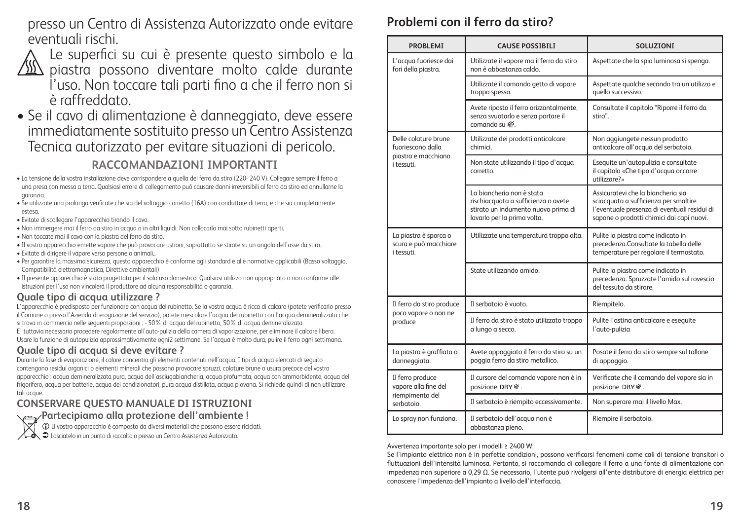presso un Centro di Assistenza Autorizzato onde evitare eventuali rischi.

Le superfici su cui è presente questo simbolo e la piastra possono diventare molto calde durante l'uso. Non toccare tali parti fino a che il ferro non si è raffreddato.

- Se il cavo di alimentazione è danneggiato, deve essere immediatamente sostituito presso un Centro Assistenza Tecnica autorizzato per evitare situazioni di pericolo.

## RACCOMANDAZIONI IMPORTANTI

- La tensione della vostra installazione deve corrispondere a quella del ferro da stiro (220- 240 V). Collegare sempre il ferro a una presa con messa a terra. Qualsiasi errore di collegamento può causare danni irreversibili al ferro da stiro ed annullarne la garanzia.
- Se utilizzate una prolunga verificate che sia del voltaggio corretto (16A) con conduttore di terra, e che sia completamente estesa.
- Evitate di scollegare l'apparecchio tirando il cavo.
- Non immergere mai il ferro da stiro in acqua o in altri liquidi. Non collocarlo mai sotto rubinetti aperti.
- Non toccate mai il cavo con la piastra del ferro da stiro.
- Il vostro apparecchio emette vapore che può provocare ustioni, soprattutto se stirate su un angolo dell'asse da stiro..
- Evitate di dirigere il vapore verso persone o animali..
- Per garantire la massima sicurezza, questo apparecchio è conforme agli standard e alle normative applicabili (Basso voltaggio, Compatibilità elettromagnetica, Direttive ambientali)
- Il presente apparecchio è stato progettato per il solo uso domestico. Qualsiasi utilizzo non appropriato o non conforme alle istruzioni per l'uso non vincolerà il produttore ad alcuna responsabilità o garanzia.

### Quale tipo di acqua utilizzare ?

L'apparecchio è predisposto per funzionare con acqua del rubinetto. Se la vostra acqua è ricca di calcare (potete verificarlo presso il Comune o presso l'Azienda di erogazione del servizio), potete mescolare l'acqua del rubinetto con l'acqua demineralizzata che si trova in commercio nelle seguenti proporzioni : - 50% di acqua del rubinetto, 50% di acqua demineralizzata.
E' tuttavia necessario procedere regolarmente all'auto-pulizia della camera di vaporizzazione, per eliminare il calcare libero.
Usare la funzione di autopulizia approssimativamente ogni2 settimane. Se l'acqua è molto dura, pulire il ferro ogni settimana.

### Quale tipo di acqua si deve evitare ?

Durante la fase di evaporazione, il calore concentra gli elementi contenuti nell'acqua. I tipi di acqua elencati di seguito contengono residui organici o elementi minerali che possono provocare spruzzi, colature brune o usura precoce del vostro apparecchio : acqua demineralizzata pura, acqua dell'asciugabiancheria, acqua profumata, acqua con ammorbidente, acqua del frigorifero, acqua per batterie, acqua dei condizionatori, pura acqua distillata, acqua piovana. Si richiede quindi di non utilizzare tali acque.

## CONSERVARE QUESTO MANUALE DI ISTRUZIONI

### Partecipiamo alla protezione dell'ambiente !

Il vostro apparecchio è composto da diversi materiali che possono essere riciclati.

Lasciatelo in un punto di raccolta o presso un Centro Assistenza Autorizzato.

## Problemi con il ferro da stiro?

| PROBLEMI | CAUSE POSSIBILI | SOLUZIONI |
|---|---|---|
| L'acqua fuoriesce dai fori della piastra. | Utilizzate il vapore ma il ferro da stiro non è abbastanza caldo. | Aspettate che la spia luminosa si spenga. |
| | Utilizzate il comando getto di vapore troppo spesso. | Aspettate qualche secondo tra un utilizzo e quello successivo. |
| | Avete riposto il ferro orizzontalmente, senza svuotarlo e senza portare il comando su . | Consultate il capitolo "Riporre il ferro da stiro". |
| Delle colature brune fuoriescono dalla piastra e macchiano i tessuti. | Utilizzate dei prodotti anticalcare chimici. | Non aggiungete nessun prodotto anticalcare all'acqua del serbatoio. |
| | Non state utilizzando il tipo d'acqua corretto. | Eseguite un'autopulizia e consultate il capitolo «Che tipo d'acqua occorre utilizzare?» |
| | La biancheria non è stata rischiacquata a sufficienza o avete stirato un indumento nuovo prima di lavarlo per la prima volta. | Assicuratevi che la biancheria sia sciacquata a sufficienza per smaltire l'eventuale presenza di eventuali residui di sapone o prodotti chimici dai capi nuovi. |
| La piastra è sporca o scura e può macchiare i tessuti. | Utilizzate una temperatura troppo alta. | Pulite la piastra come indicato in precedenza.Consultate la tabella delle temperature per regolare il termostato. |
| | State utilizzando amido. | Pulite la piastra come indicato in precedenza. Spruzzate l'amido sul rovescio del tessuto da stirare. |
| Il ferro da stiro produce poco vapore o non ne produce | Il serbatoio è vuoto. | Riempitelo. |
| | Il ferro da stiro è stato utilizzato troppo a lungo a secco. | Pulite l'astina anticalcare e eseguite l'auto-pulizia |
| La piastra è graffiata o danneggiata. | Avete appoggiato il ferro da stiro su un poggia ferro da stiro metallico. | Posate il ferro da stiro sempre sul tallone di appoggio. |
| Il ferro produce vapore alla fine del riempimento del serbatoio. | Il cursore del comando vapore non è in posizione DRY . | Verificate che il comando del vapore sia in posizione DRY . |
| | Il serbatoio è riempito eccessivamente. | Non superare mai il livello Max. |
| Lo spray non funziona. | Il serbatoio dell'acqua non è abbastanza pieno. | Riempire il serbatoio. |

Avvertenza importante solo per i modelli ≥ 2400 W:
Se l'impianto elettrico non è in perfette condizioni, possono verificarsi fenomeni come cali di tensione transitori o fluttuazioni dell'intensità luminosa. Pertanto, si raccomanda di collegare il ferro a una fonte di alimentazione con impedenza non superiore a 0,29 Ω. Se necessario, l'utente può rivolgersi all'ente distributore di energia elettrica per conoscere l'impedenza dell'impianto a livello dell'interfaccia.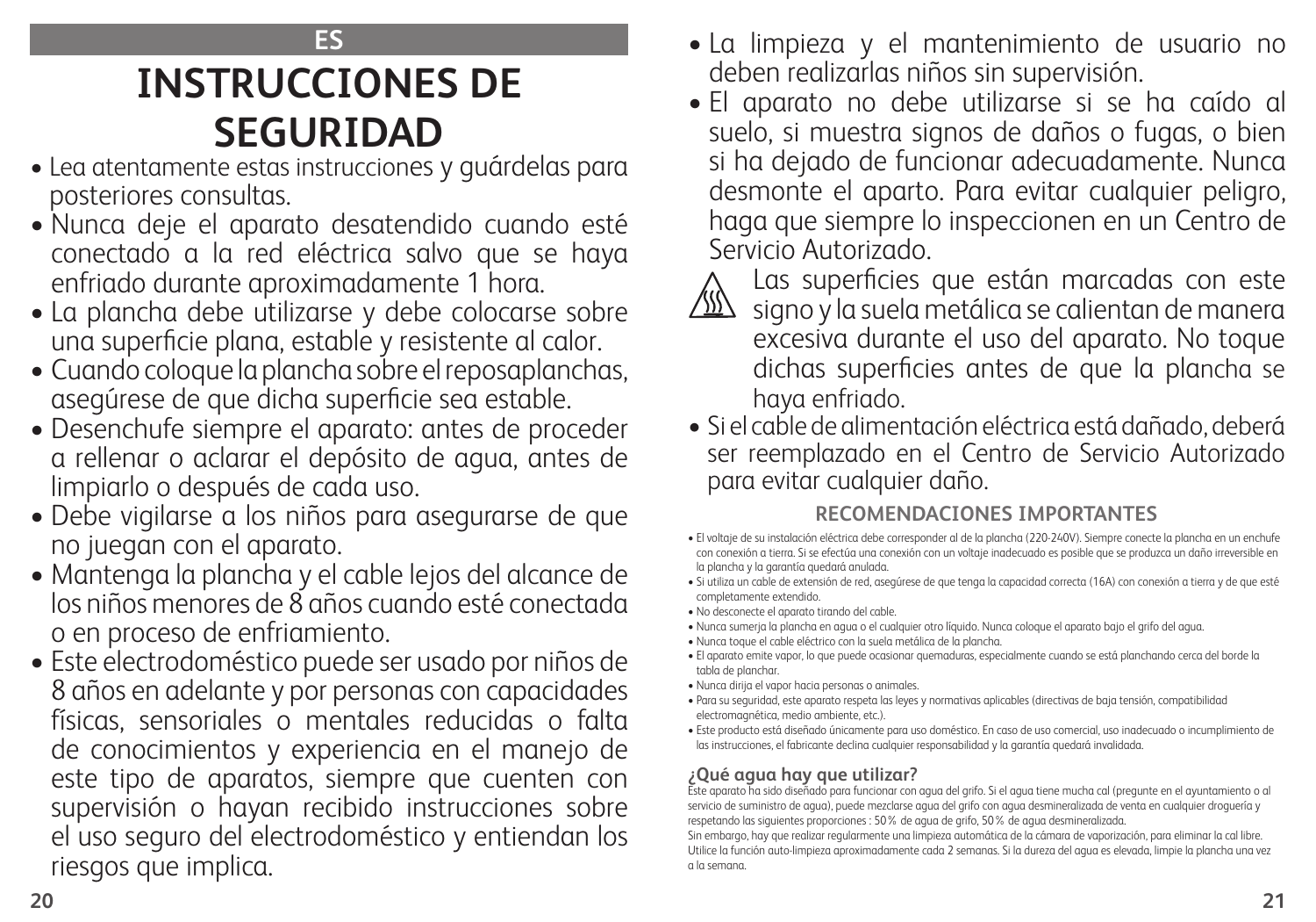ES

# INSTRUCCIONES DE SEGURIDAD

- Lea atentamente estas instrucciones y guárdelas para posteriores consultas.
- Nunca deje el aparato desatendido cuando esté conectado a la red eléctrica salvo que se haya enfriado durante aproximadamente 1 hora.
- La plancha debe utilizarse y debe colocarse sobre una superficie plana, estable y resistente al calor.
- Cuando coloque la plancha sobre el reposaplanchas, asegúrese de que dicha superficie sea estable.
- Desenchufe siempre el aparato: antes de proceder a rellenar o aclarar el depósito de agua, antes de limpiarlo o después de cada uso.
- Debe vigilarse a los niños para asegurarse de que no juegan con el aparato.
- Mantenga la plancha y el cable lejos del alcance de los niños menores de 8 años cuando esté conectada o en proceso de enfriamiento.
- Este electrodoméstico puede ser usado por niños de 8 años en adelante y por personas con capacidades físicas, sensoriales o mentales reducidas o falta de conocimientos y experiencia en el manejo de este tipo de aparatos, siempre que cuenten con supervisión o hayan recibido instrucciones sobre el uso seguro del electrodoméstico y entiendan los riesgos que implica.
- La limpieza y el mantenimiento de usuario no deben realizarlas niños sin supervisión.
- El aparato no debe utilizarse si se ha caído al suelo, si muestra signos de daños o fugas, o bien si ha dejado de funcionar adecuadamente. Nunca desmonte el aparto. Para evitar cualquier peligro, haga que siempre lo inspeccionen en un Centro de Servicio Autorizado.

Las superficies que están marcadas con este signo y la suela metálica se calientan de manera excesiva durante el uso del aparato. No toque dichas superficies antes de que la plancha se haya enfriado.

- Si el cable de alimentación eléctrica está dañado, deberá ser reemplazado en el Centro de Servicio Autorizado para evitar cualquier daño.

## RECOMENDACIONES IMPORTANTES

- El voltaje de su instalación eléctrica debe corresponder al de la plancha (220-240V). Siempre conecte la plancha en un enchufe con conexión a tierra. Si se efectúa una conexión con un voltaje inadecuado es posible que se produzca un daño irreversible en la plancha y la garantía quedará anulada.
- Si utiliza un cable de extensión de red, asegúrese de que tenga la capacidad correcta (16A) con conexión a tierra y de que esté completamente extendido.
- No desconecte el aparato tirando del cable.
- Nunca sumerja la plancha en agua o el cualquier otro líquido. Nunca coloque el aparato bajo el grifo del agua.
- Nunca toque el cable eléctrico con la suela metálica de la plancha.
- El aparato emite vapor, lo que puede ocasionar quemaduras, especialmente cuando se está planchando cerca del borde la tabla de planchar.
- Nunca dirija el vapor hacia personas o animales.
- Para su seguridad, este aparato respeta las leyes y normativas aplicables (directivas de baja tensión, compatibilidad electromagnética, medio ambiente, etc.).
- Este producto está diseñado únicamente para uso doméstico. En caso de uso comercial, uso inadecuado o incumplimiento de las instrucciones, el fabricante declina cualquier responsabilidad y la garantía quedará invalidada.

### ¿Qué agua hay que utilizar?

Este aparato ha sido diseñado para funcionar con agua del grifo. Si el agua tiene mucha cal (pregunte en el ayuntamiento o al servicio de suministro de agua), puede mezclarse agua del grifo con agua desmineralizada de venta en cualquier droguería y respetando las siguientes proporciones : 50% de agua de grifo, 50% de agua desmineralizada.
Sin embargo, hay que realizar regularmente una limpieza automática de la cámara de vaporización, para eliminar la cal libre. Utilice la función auto-limpieza aproximadamente cada 2 semanas. Si la dureza del agua es elevada, limpie la plancha una vez a la semana.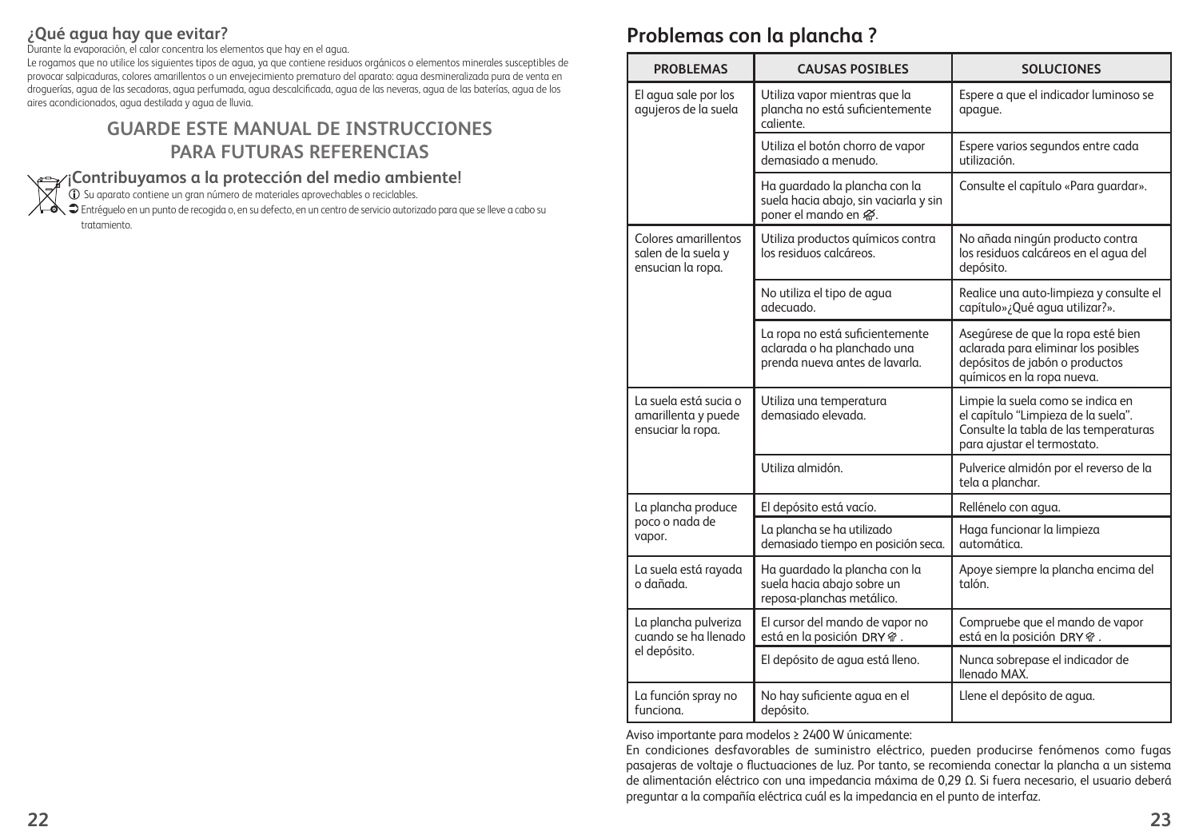## ¿Qué agua hay que evitar?

Durante la evaporación, el calor concentra los elementos que hay en el agua.

Le rogamos que no utilice los siguientes tipos de agua, ya que contiene residuos orgánicos o elementos minerales susceptibles de provocar salpicaduras, colores amarillentos o un envejecimiento prematuro del aparato: agua desmineralizada pura de venta en droguerías, agua de las secadoras, agua perfumada, agua descalcificada, agua de las neveras, agua de las baterías, agua de los aires acondicionados, agua destilada y agua de lluvia.

## GUARDE ESTE MANUAL DE INSTRUCCIONES PARA FUTURAS REFERENCIAS

### ¡Contribuyamos a la protección del medio ambiente!

ⓘ Su aparato contiene un gran número de materiales aprovechables o reciclables.

➲ Entréguelo en un punto de recogida o, en su defecto, en un centro de servicio autorizado para que se lleve a cabo su tratamiento.

# Problemas con la plancha ?

| PROBLEMAS | CAUSAS POSIBLES | SOLUCIONES |
|---|---|---|
| El agua sale por los agujeros de la suela | Utiliza vapor mientras que la plancha no está suficientemente caliente. | Espere a que el indicador luminoso se apague. |
| | Utiliza el botón chorro de vapor demasiado a menudo. | Espere varios segundos entre cada utilización. |
| | Ha guardado la plancha con la suela hacia abajo, sin vaciarla y sin poner el mando en ⌀. | Consulte el capítulo «Para guardar». |
| Colores amarillentos salen de la suela y ensucian la ropa. | Utiliza productos químicos contra los residuos calcáreos. | No añada ningún producto contra los residuos calcáreos en el agua del depósito. |
| | No utiliza el tipo de agua adecuado. | Realice una auto-limpieza y consulte el capítulo»¿Qué agua utilizar?». |
| | La ropa no está suficientemente aclarada o ha planchado una prenda nueva antes de lavarla. | Asegúrese de que la ropa esté bien aclarada para eliminar los posibles depósitos de jabón o productos químicos en la ropa nueva. |
| La suela está sucia o amarillenta y puede ensuciar la ropa. | Utiliza una temperatura demasiado elevada. | Limpie la suela como se indica en el capítulo “Limpieza de la suela”. Consulte la tabla de las temperaturas para ajustar el termostato. |
| | Utiliza almidón. | Pulverice almidón por el reverso de la tela a planchar. |
| La plancha produce poco o nada de vapor. | El depósito está vacío. | Rellénelo con agua. |
| | La plancha se ha utilizado demasiado tiempo en posición seca. | Haga funcionar la limpieza automática. |
| La suela está rayada o dañada. | Ha guardado la plancha con la suela hacia abajo sobre un reposa-planchas metálico. | Apoye siempre la plancha encima del talón. |
| La plancha pulveriza cuando se ha llenado el depósito. | El cursor del mando de vapor no está en la posición DRY. | Compruebe que el mando de vapor está en la posición DRY. |
| | El depósito de agua está lleno. | Nunca sobrepase el indicador de llenado MAX. |
| La función spray no funciona. | No hay suficiente agua en el depósito. | Llene el depósito de agua. |

Aviso importante para modelos ≥ 2400 W únicamente:

En condiciones desfavorables de suministro eléctrico, pueden producirse fenómenos como fugas pasajeras de voltaje o fluctuaciones de luz. Por tanto, se recomienda conectar la plancha a un sistema de alimentación eléctrico con una impedancia máxima de 0,29 Ω. Si fuera necesario, el usuario deberá preguntar a la compañía eléctrica cuál es la impedancia en el punto de interfaz.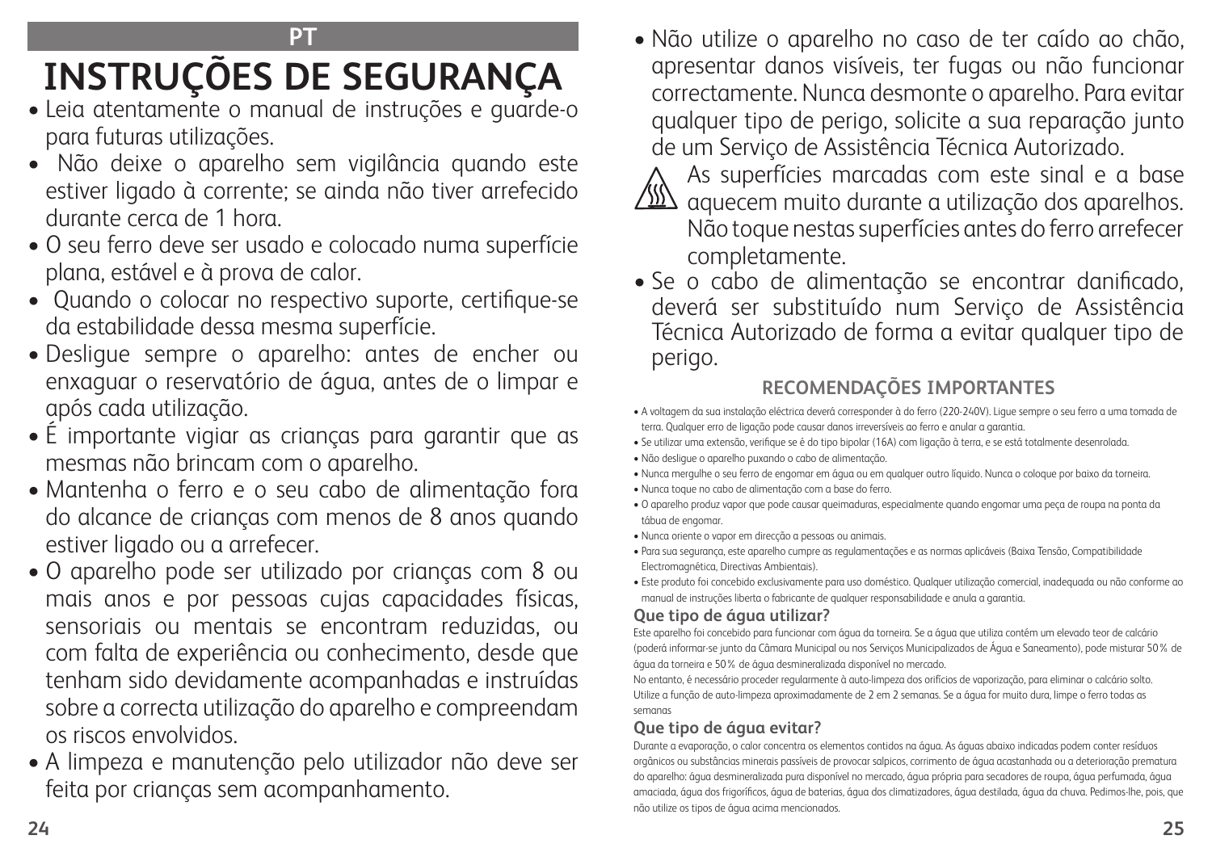PT

# INSTRUÇÕES DE SEGURANÇA

- Leia atentamente o manual de instruções e guarde-o para futuras utilizações.
- Não deixe o aparelho sem vigilância quando este estiver ligado à corrente; se ainda não tiver arrefecido durante cerca de 1 hora.
- O seu ferro deve ser usado e colocado numa superfície plana, estável e à prova de calor.
- Quando o colocar no respectivo suporte, certifique-se da estabilidade dessa mesma superfície.
- Desligue sempre o aparelho: antes de encher ou enxaguar o reservatório de água, antes de o limpar e após cada utilização.
- É importante vigiar as crianças para garantir que as mesmas não brincam com o aparelho.
- Mantenha o ferro e o seu cabo de alimentação fora do alcance de crianças com menos de 8 anos quando estiver ligado ou a arrefecer.
- O aparelho pode ser utilizado por crianças com 8 ou mais anos e por pessoas cujas capacidades físicas, sensoriais ou mentais se encontram reduzidas, ou com falta de experiência ou conhecimento, desde que tenham sido devidamente acompanhadas e instruídas sobre a correcta utilização do aparelho e compreendam os riscos envolvidos.
- A limpeza e manutenção pelo utilizador não deve ser feita por crianças sem acompanhamento.
- Não utilize o aparelho no caso de ter caído ao chão, apresentar danos visíveis, ter fugas ou não funcionar correctamente. Nunca desmonte o aparelho. Para evitar qualquer tipo de perigo, solicite a sua reparação junto de um Serviço de Assistência Técnica Autorizado.

As superfícies marcadas com este sinal e a base aquecem muito durante a utilização dos aparelhos. Não toque nestas superfícies antes do ferro arrefecer completamente.

- Se o cabo de alimentação se encontrar danificado, deverá ser substituído num Serviço de Assistência Técnica Autorizado de forma a evitar qualquer tipo de perigo.

## RECOMENDAÇÕES IMPORTANTES

- A voltagem da sua instalação eléctrica deverá corresponder à do ferro (220-240V). Ligue sempre o seu ferro a uma tomada de terra. Qualquer erro de ligação pode causar danos irreversíveis ao ferro e anular a garantia.
- Se utilizar uma extensão, verifique se é do tipo bipolar (16A) com ligação à terra, e se está totalmente desenrolada.
- Não desligue o aparelho puxando o cabo de alimentação.
- Nunca mergulhe o seu ferro de engomar em água ou em qualquer outro líquido. Nunca o coloque por baixo da torneira.
- Nunca toque no cabo de alimentação com a base do ferro.
- O aparelho produz vapor que pode causar queimaduras, especialmente quando engomar uma peça de roupa na ponta da tábua de engomar.
- Nunca oriente o vapor em direcção a pessoas ou animais.
- Para sua segurança, este aparelho cumpre as regulamentações e as normas aplicáveis (Baixa Tensão, Compatibilidade Electromagnética, Directivas Ambientais).
- Este produto foi concebido exclusivamente para uso doméstico. Qualquer utilização comercial, inadequada ou não conforme ao manual de instruções liberta o fabricante de qualquer responsabilidade e anula a garantia.

### Que tipo de água utilizar?

Este aparelho foi concebido para funcionar com água da torneira. Se a água que utiliza contém um elevado teor de calcário (poderá informar-se junto da Câmara Municipal ou nos Serviços Municipalizados de Água e Saneamento), pode misturar 50% de água da torneira e 50% de água desmineralizada disponível no mercado.

No entanto, é necessário proceder regularmente à auto-limpeza dos orifícios de vaporização, para eliminar o calcário solto. Utilize a função de auto-limpeza aproximadamente de 2 em 2 semanas. Se a água for muito dura, limpe o ferro todas as semanas

### Que tipo de água evitar?

Durante a evaporação, o calor concentra os elementos contidos na água. As águas abaixo indicadas podem conter resíduos orgânicos ou substâncias minerais passíveis de provocar salpicos, corrimento de água acastanhada ou a deterioração prematura do aparelho: água desmineralizada pura disponível no mercado, água própria para secadores de roupa, água perfumada, água amaciada, água dos frigoríficos, água de baterias, água dos climatizadores, água destilada, água da chuva. Pedimos-lhe, pois, que não utilize os tipos de água acima mencionados.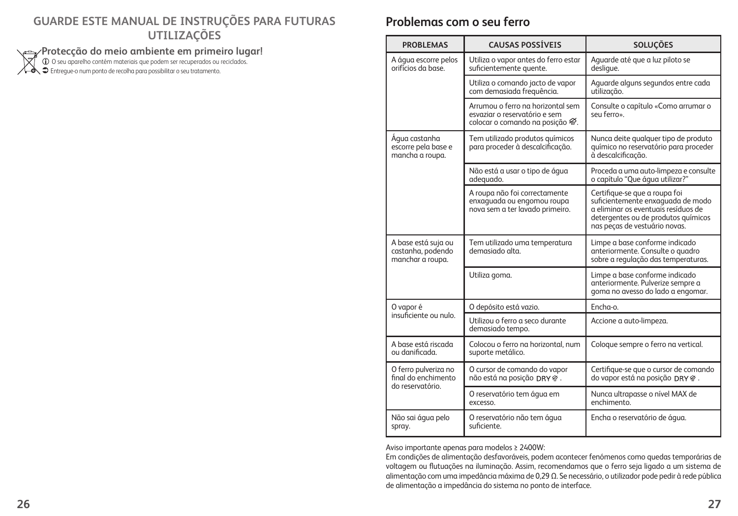## GUARDE ESTE MANUAL DE INSTRUÇÕES PARA FUTURAS UTILIZAÇÕES

### Protecção do meio ambiente em primeiro lugar!

ⓘ O seu aparelho contém materiais que podem ser recuperados ou reciclados.

➲ Entregue-o num ponto de recolha para possibilitar o seu tratamento.

## Problemas com o seu ferro

| PROBLEMAS | CAUSAS POSSÍVEIS | SOLUÇÕES |
|---|---|---|
| A água escorre pelos orifícios da base. | Utiliza o vapor antes do ferro estar suficientemente quente. | Aguarde até que a luz piloto se desligue. |
| | Utiliza o comando jacto de vapor com demasiada frequência. | Aguarde alguns segundos entre cada utilização. |
| | Arrumou o ferro na horizontal sem esvaziar o reservatório e sem colocar o comando na posição ⊘. | Consulte o capítulo «Como arrumar o seu ferro». |
| Água castanha escorre pela base e mancha a roupa. | Tem utilizado produtos químicos para proceder à descalcificação. | Nunca deite qualquer tipo de produto químico no reservatório para proceder à descalcificação. |
| | Não está a usar o tipo de água adequado. | Proceda a uma auto-limpeza e consulte o capítulo "Que água utilizar?" |
| | A roupa não foi correctamente enxaguada ou engomou roupa nova sem a ter lavado primeiro. | Certifique-se que a roupa foi suficientemente enxaguada de modo a eliminar os eventuais resíduos de detergentes ou de produtos químicos nas peças de vestuário novas. |
| A base está suja ou castanha, podendo manchar a roupa. | Tem utilizado uma temperatura demasiado alta. | Limpe a base conforme indicado anteriormente. Consulte o quadro sobre a regulação das temperaturas. |
| | Utiliza goma. | Limpe a base conforme indicado anteriormente. Pulverize sempre a goma no avesso do lado a engomar. |
| O vapor é insuficiente ou nulo. | O depósito está vazio. | Encha-o. |
| | Utilizou o ferro a seco durante demasiado tempo. | Accione a auto-limpeza. |
| A base está riscada ou danificada. | Colocou o ferro na horizontal, num suporte metálico. | Coloque sempre o ferro na vertical. |
| O ferro pulveriza no final do enchimento do reservatório. | O cursor de comando do vapor não está na posição DRY. | Certifique-se que o cursor de comando do vapor está na posição DRY. |
| | O reservatório tem água em excesso. | Nunca ultrapasse o nível MAX de enchimento. |
| Não sai água pelo spray. | O reservatório não tem água suficiente. | Encha o reservatório de água. |

Aviso importante apenas para modelos ≥ 2400W:
Em condições de alimentação desfavoráveis, podem acontecer fenómenos como quedas temporárias de voltagem ou flutuações na iluminação. Assim, recomendamos que o ferro seja ligado a um sistema de alimentação com uma impedância máxima de 0,29 Ω. Se necessário, o utilizador pode pedir à rede pública de alimentação a impedância do sistema no ponto de interface.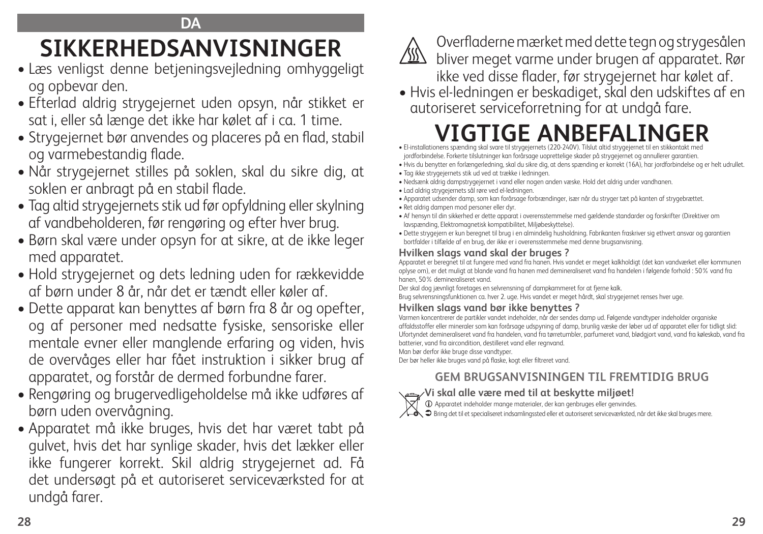DA

# SIKKERHEDSANVISNINGER

- Læs venligst denne betjeningsvejledning omhyggeligt og opbevar den.
- Efterlad aldrig strygejernet uden opsyn, når stikket er sat i, eller så længe det ikke har kølet af i ca. 1 time.
- Strygejernet bør anvendes og placeres på en flad, stabil og varmebestandig flade.
- Når strygejernet stilles på soklen, skal du sikre dig, at soklen er anbragt på en stabil flade.
- Tag altid strygejernets stik ud før opfyldning eller skylning af vandbeholderen, før rengøring og efter hver brug.
- Børn skal være under opsyn for at sikre, at de ikke leger med apparatet.
- Hold strygejernet og dets ledning uden for rækkevidde af børn under 8 år, når det er tændt eller køler af.
- Dette apparat kan benyttes af børn fra 8 år og opefter, og af personer med nedsatte fysiske, sensoriske eller mentale evner eller manglende erfaring og viden, hvis de overvåges eller har fået instruktion i sikker brug af apparatet, og forstår de dermed forbundne farer.
- Rengøring og brugervedligeholdelse må ikke udføres af børn uden overvågning.
- Apparatet må ikke bruges, hvis det har været tabt på gulvet, hvis det har synlige skader, hvis det lækker eller ikke fungerer korrekt. Skil aldrig strygejernet ad. Få det undersøgt på et autoriseret serviceværksted for at undgå farer.

Overfladerne mærket med dette tegn og strygesålen bliver meget varme under brugen af apparatet. Rør ikke ved disse flader, før strygejernet har kølet af.

- Hvis el-ledningen er beskadiget, skal den udskiftes af en autoriseret serviceforretning for at undgå fare.

# VIGTIGE ANBEFALINGER

- El-installationens spænding skal svare til strygejernets (220-240V). Tilslut altid strygejernet til en stikkontakt med jordforbindelse. Forkerte tilslutninger kan forårsage uoprettelige skader på strygejernet og annullerer garantien.
- Hvis du benytter en forlængerledning, skal du sikre dig, at dens spænding er korrekt (16A), har jordforbindelse og er helt udrullet.
- Tag ikke strygejernets stik ud ved at trække i ledningen.
- Nedsænk aldrig dampstrygejernet i vand eller nogen anden væske. Hold det aldrig under vandhanen.
- Lad aldrig strygejernets sål røre ved el-ledningen.
- Apparatet udsender damp, som kan forårsage forbrændinger, især når du stryger tæt på kanten af strygebrættet.
- Ret aldrig dampen mod personer eller dyr.
- Af hensyn til din sikkerhed er dette apparat i overensstemmelse med gældende standarder og forskrifter (Direktiver om lavspænding, Elektromagnetisk kompatibilitet, Miljøbeskyttelse).
- Dette strygejern er kun beregnet til brug i en almindelig husholdning. Fabrikanten fraskriver sig ethvert ansvar og garantien bortfalder i tilfælde af en brug, der ikke er i overensstemmelse med denne brugsanvisning.

### Hvilken slags vand skal der bruges ?

Apparatet er beregnet til at fungere med vand fra hanen. Hvis vandet er meget kalkholdigt (det kan vandværket eller kommunen oplyse om), er det muligt at blande vand fra hanen med demineraliseret vand fra handelen i følgende forhold : 50% vand fra hanen, 50% demineraliseret vand.

Der skal dog jævnligt foretages en selvrensning af dampkammeret for at fjerne kalk.

Brug selvrensningsfunktionen ca. hver 2. uge. Hvis vandet er meget hårdt, skal strygejernet renses hver uge.

### Hvilken slags vand bør ikke benyttes ?

Varmen koncentrerer de partikler vandet indeholder, når der sendes damp ud. Følgende vandtyper indeholder organiske affaldsstoffer eller mineraler som kan forårsage udspyning af damp, brunlig væske der løber ud af apparatet eller for tidligt slid: Ufortyndet demineraliseret vand fra handelen, vand fra tørretumbler, parfumeret vand, blødgjort vand, vand fra køleskab, vand fra batterier, vand fra aircondition, destilleret vand eller regnvand.

Man bør derfor ikke bruge disse vandtyper.

Der bør heller ikke bruges vand på flaske, kogt eller filtreret vand.

## GEM BRUGSANVISNINGEN TIL FREMTIDIG BRUG

**Vi skal alle være med til at beskytte miljøet!**

Apparatet indeholder mange materialer, der kan genbruges eller genvindes.

Bring det til et specialiseret indsamlingssted eller et autoriseret serviceværksted, når det ikke skal bruges mere.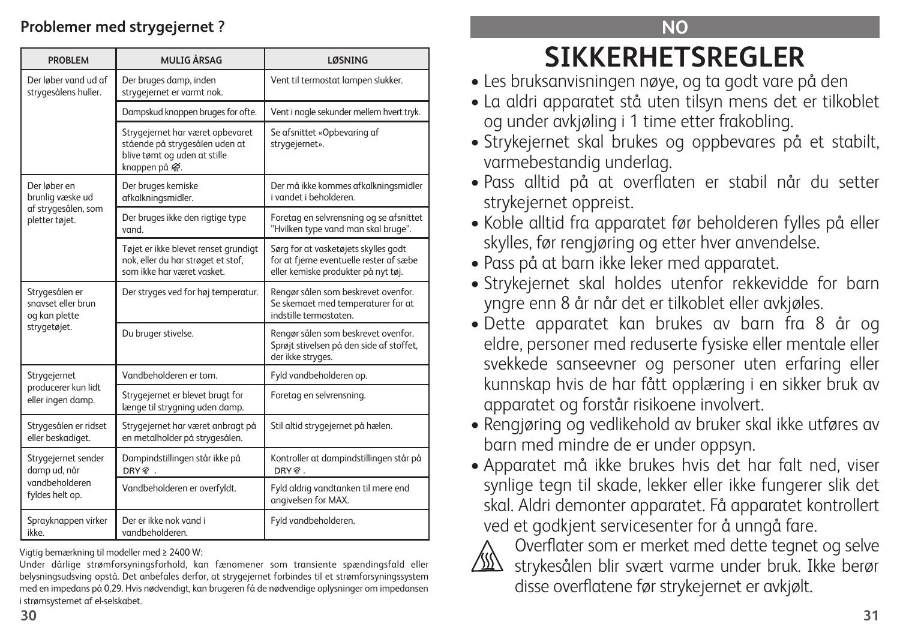## Problemer med strygejernet ?

| PROBLEM | MULIG ÅRSAG | LØSNING |
|---|---|---|
| Der løber vand ud af strygesålens huller. | Der bruges damp, inden strygejernet er varmt nok. | Vent til termostat lampen slukker. |
| | Dampskud knappen bruges for ofte. | Vent i nogle sekunder mellem hvert tryk. |
| | Strygejernet har været opbevaret stående på strygesålen uden at blive tømt og uden at stille knappen på . | Se afsnittet «Opbevaring af strygejernet». |
| Der løber en brunlig væske ud af strygesålen, som pletter tøjet. | Der bruges kemiske afkalkningsmidler. | Der må ikke kommes afkalkningsmidler i vandet i beholderen. |
| | Der bruges ikke den rigtige type vand. | Foretag en selvrensning og se afsnittet "Hvilken type vand man skal bruge". |
| | Tøjet er ikke blevet renset grundigt nok, eller du har strøget et stof, som ikke har været vasket. | Sørg for at vasketøjets skylles godt for at fjerne eventuelle rester af sæbe eller kemiske produkter på nyt tøj. |
| Strygesålen er snavset eller brun og kan plette strygetøjet. | Der stryges ved for høj temperatur. | Rengør sålen som beskrevet ovenfor. Se skemaet med temperaturer for at indstille termostaten. |
| | Du bruger stivelse. | Rengør sålen som beskrevet ovenfor. Sprøjt stivelsen på den side af stoffet, der ikke stryges. |
| Strygejernet producerer kun lidt eller ingen damp. | Vandbeholderen er tom. | Fyld vandbeholderen op. |
| | Strygejernet er blevet brugt for længe til strygning uden damp. | Foretag en selvrensning. |
| Strygesålen er ridset eller beskadiget. | Strygejernet har været anbragt på en metalholder på strygesålen. | Stil altid strygejernet på hælen. |
| Strygejernet sender damp ud, når vandbeholderen fyldes helt op. | Dampindstillingen står ikke på DRY . | Kontroller at dampindstillingen står på DRY . |
| | Vandbeholderen er overfyldt. | Fyld aldrig vandtanken til mere end angivelsen for MAX. |
| Sprayknappen virker ikke. | Der er ikke nok vand i vandbeholderen. | Fyld vandbeholderen. |

Vigtig bemærkning til modeller med ≥ 2400 W:

Under dårlige strømforsyningsforhold, kan fænomener som transiente spændingsfald eller belysningsudsving opstå. Det anbefales derfor, at strygejernet forbindes til et strømforsyningssystem med en impedans på 0,29. Hvis nødvendigt, kan brugeren få de nødvendige oplysninger om impedansen i strømsystemet af el-selskabet.

NO

# SIKKERHETSREGLER

- Les bruksanvisningen nøye, og ta godt vare på den
- La aldri apparatet stå uten tilsyn mens det er tilkoblet og under avkjøling i 1 time etter frakobling.
- Strykejernet skal brukes og oppbevares på et stabilt, varmebestandig underlag.
- Pass alltid på at overflaten er stabil når du setter strykejernet oppreist.
- Koble alltid fra apparatet før beholderen fylles på eller skylles, før rengjøring og etter hver anvendelse.
- Pass på at barn ikke leker med apparatet.
- Strykejernet skal holdes utenfor rekkevidde for barn yngre enn 8 år når det er tilkoblet eller avkjøles.
- Dette apparatet kan brukes av barn fra 8 år og eldre, personer med reduserte fysiske eller mentale eller svekkede sanseevner og personer uten erfaring eller kunnskap hvis de har fått opplæring i en sikker bruk av apparatet og forstår risikoene involvert.
- Rengjøring og vedlikehold av bruker skal ikke utføres av barn med mindre de er under oppsyn.
- Apparatet må ikke brukes hvis det har falt ned, viser synlige tegn til skade, lekker eller ikke fungerer slik det skal. Aldri demonter apparatet. Få apparatet kontrollert ved et godkjent servicesenter for å unngå fare.

Overflater som er merket med dette tegnet og selve strykesålen blir svært varme under bruk. Ikke berør disse overflatene før strykejernet er avkjølt.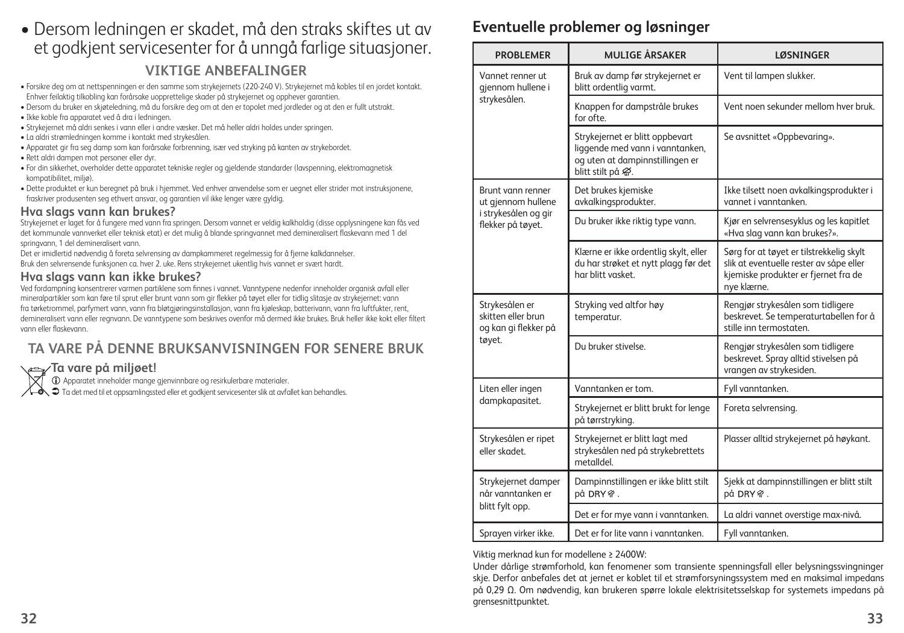- Dersom ledningen er skadet, må den straks skiftes ut av et godkjent servicesenter for å unngå farlige situasjoner.

## VIKTIGE ANBEFALINGER

- Forsikre deg om at nettspenningen er den samme som strykejernets (220-240 V). Strykejernet må kobles til en jordet kontakt. Enhver feilaktig tilkobling kan forårsake uopprettelige skader på strykejernet og opphever garantien.
- Dersom du bruker en skjøteledning, må du forsikre deg om at den er topolet med jordleder og at den er fullt utstrakt.
- Ikke koble fra apparatet ved å dra i ledningen.
- Strykejernet må aldri senkes i vann eller i andre væsker. Det må heller aldri holdes under springen.
- La aldri strømledningen komme i kontakt med strykesålen.
- Apparatet gir fra seg damp som kan forårsake forbrenning, især ved stryking på kanten av strykebordet.
- Rett aldri dampen mot personer eller dyr.
- For din sikkerhet, overholder dette apparatet tekniske regler og gjeldende standarder (lavspenning, elektromagnetisk kompatibilitet, miljø).
- Dette produktet er kun beregnet på bruk i hjemmet. Ved enhver anvendelse som er uegnet eller strider mot instruksjonene, fraskriver produsenten seg ethvert ansvar, og garantien vil ikke lenger være gyldig.

### Hva slags vann kan brukes?

Strykejernet er laget for å fungere med vann fra springen. Dersom vannet er veldig kalkholdig (disse opplysningene kan fås ved det kommunale vannverket eller teknisk etat) er det mulig å blande springvannet med demineralisert flaskevann med 1 del springvann, 1 del demineralisert vann.
Det er imidlertid nødvendig å foreta selvrensing av dampkammeret regelmessig for å fjerne kalkdannelser.
Bruk den selvrensende funksjonen ca. hver 2. uke. Rens strykejernet ukentlig hvis vannet er svært hardt.

### Hva slags vann kan ikke brukes?

Ved fordampning konsentrerer varmen partiklene som finnes i vannet. Vanntypene nedenfor inneholder organisk avfall eller mineralpartikler som kan føre til sprut eller brunt vann som gir flekker på tøyet eller for tidlig slitasje av strykejernet: vann fra tørketrommel, parfymert vann, vann fra bløtgjøringsinstallasjon, vann fra kjøleskap, batterivann, vann fra luftfukter, rent, demineralisert vann eller regnvann. De vanntypene som beskrives ovenfor må dermed ikke brukes. Bruk heller ikke kokt eller filtert vann eller flaskevann.

## TA VARE PÅ DENNE BRUKSANVISNINGEN FOR SENERE BRUK

### Ta vare på miljøet!

Apparatet inneholder mange gjenvinnbare og resirkulerbare materialer.
Ta det med til et oppsamlingssted eller et godkjent servicesenter slik at avfallet kan behandles.

## Eventuelle problemer og løsninger

| PROBLEMER | MULIGE ÅRSAKER | LØSNINGER |
|---|---|---|
| Vannet renner ut gjennom hullene i strykesålen. | Bruk av damp før strykejernet er blitt ordentlig varmt. | Vent til lampen slukker. |
| | Knappen for dampstråle brukes for ofte. | Vent noen sekunder mellom hver bruk. |
| | Strykejernet er blitt oppbevart liggende med vann i vanntanken, og uten at dampinnstillingen er blitt stilt på . | Se avsnittet «Oppbevaring». |
| Brunt vann renner ut gjennom hullene i strykesålen og gir flekker på tøyet. | Det brukes kjemiske avkalkingsprodukter. | Ikke tilsett noen avkalkingsprodukter i vannet i vanntanken. |
| | Du bruker ikke riktig type vann. | Kjør en selvrensesyklus og les kapitlet «Hva slag vann kan brukes?». |
| | Klærne er ikke ordentlig skylt, eller du har strøket et nytt plagg før det har blitt vasket. | Sørg for at tøyet er tilstrekkelig skylt slik at eventuelle rester av såpe eller kjemiske produkter er fjernet fra de nye klærne. |
| Strykesålen er skitten eller brun og kan gi flekker på tøyet. | Stryking ved altfor høy temperatur. | Rengjør strykesålen som tidligere beskrevet. Se temperaturtabellen for å stille inn termostaten. |
| | Du bruker stivelse. | Rengjør strykesålen som tidligere beskrevet. Spray alltid stivelsen på vrangen av strykesiden. |
| Liten eller ingen dampkapasitet. | Vanntanken er tom. | Fyll vanntanken. |
| | Strykejernet er blitt brukt for lenge på tørrstryking. | Foreta selvrensing. |
| Strykesålen er ripet eller skadet. | Strykejernet er blitt lagt med strykesålen ned på strykebrettets metalldel. | Plasser alltid strykejernet på høykant. |
| Strykejernet damper når vanntanken er blitt fylt opp. | Dampinnstillingen er ikke blitt stilt på DRY . | Sjekk at dampinnstillingen er blitt stilt på DRY . |
| | Det er for mye vann i vanntanken. | La aldri vannet overstige max-nivå. |
| Sprayen virker ikke. | Det er for lite vann i vanntanken. | Fyll vanntanken. |

Viktig merknad kun for modellene ≥ 2400W:
Under dårlige strømforhold, kan fenomener som transiente spenningsfall eller belysningssvingninger skje. Derfor anbefales det at jernet er koblet til et strømforsyningssystem med en maksimal impedans på 0,29 Ω. Om nødvendig, kan brukeren spørre lokale elektrisitetsselskap for systemets impedans på grensesnittpunktet.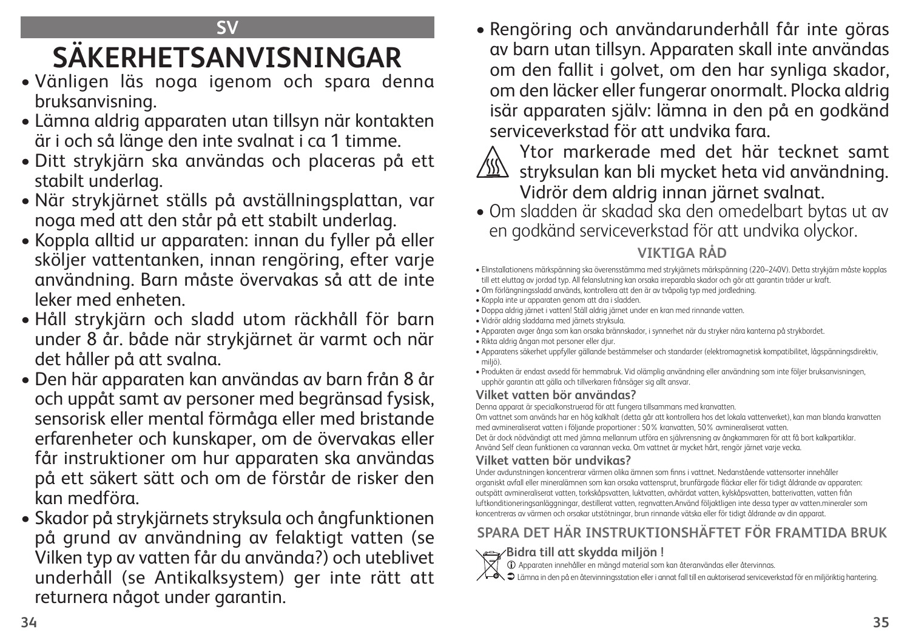SV

# SÄKERHETSANVISNINGAR

- Vänligen läs noga igenom och spara denna bruksanvisning.
- Lämna aldrig apparaten utan tillsyn när kontakten är i och så länge den inte svalnat i ca 1 timme.
- Ditt strykjärn ska användas och placeras på ett stabilt underlag.
- När strykjärnet ställs på avställningsplattan, var noga med att den står på ett stabilt underlag.
- Koppla alltid ur apparaten: innan du fyller på eller sköljer vattentanken, innan rengöring, efter varje användning. Barn måste övervakas så att de inte leker med enheten.
- Håll strykjärn och sladd utom räckhåll för barn under 8 år. både när strykjärnet är varmt och när det håller på att svalna.
- Den här apparaten kan användas av barn från 8 år och uppåt samt av personer med begränsad fysisk, sensorisk eller mental förmåga eller med bristande erfarenheter och kunskaper, om de övervakas eller får instruktioner om hur apparaten ska användas på ett säkert sätt och om de förstår de risker den kan medföra.
- Skador på strykjärnets stryksula och ångfunktionen på grund av användning av felaktigt vatten (se Vilken typ av vatten får du använda?) och uteblivet underhåll (se Antikalksystem) ger inte rätt att returnera något under garantin.
- Rengöring och användarunderhåll får inte göras av barn utan tillsyn. Apparaten skall inte användas om den fallit i golvet, om den har synliga skador, om den läcker eller fungerar onormalt. Plocka aldrig isär apparaten själv: lämna in den på en godkänd serviceverkstad för att undvika fara.

Ytor markerade med det här tecknet samt stryksulan kan bli mycket heta vid användning. Vidrör dem aldrig innan järnet svalnat.

- Om sladden är skadad ska den omedelbart bytas ut av en godkänd serviceverkstad för att undvika olyckor.

## VIKTIGA RÅD

- Elinstallationens märkspänning ska överensstämma med strykjärnets märkspänning (220–240V). Detta strykjärn måste kopplas till ett eluttag av jordad typ. All felanslutning kan orsaka irreparabla skador och gör att garantin träder ur kraft.
- Om förlängningssladd används, kontrollera att den är av tvåpolig typ med jordledning.
- Koppla inte ur apparaten genom att dra i sladden.
- Doppa aldrig järnet i vatten! Ställ aldrig järnet under en kran med rinnande vatten.
- Vidrör aldrig sladdarna med järnets stryksula.
- Apparaten avger ånga som kan orsaka brännskador, i synnerhet när du stryker nära kanterna på strykbordet.
- Rikta aldrig ångan mot personer eller djur.
- Apparatens säkerhet uppfyller gällande bestämmelser och standarder (elektromagnetisk kompatibilitet, lågspänningsdirektiv, miljö).
- Produkten är endast avsedd för hemmabruk. Vid olämplig användning eller användning som inte följer bruksanvisningen, upphör garantin att gälla och tillverkaren frånsäger sig allt ansvar.

### Vilket vatten bör användas?

Denna apparat är specialkonstruerad för att fungera tillsammans med kranvatten.
Om vattnet som används har en hög kalkhalt (detta går att kontrollera hos det lokala vattenverket), kan man blanda kranvatten med avmineraliserat vatten i följande proportioner : 50% kranvatten, 50% avmineraliserat vatten.
Det är dock nödvändigt att med jämna mellanrum utföra en självrensning av ångkammaren för att få bort kalkpartiklar.
Använd Self clean funktionen ca varannan vecka. Om vattnet är mycket hårt, rengör järnet varje vecka.

### Vilket vatten bör undvikas?

Under avdunstningen koncentrerar värmen olika ämnen som finns i vattnet. Nedanstående vattensorter innehåller organiskt avfall eller mineralämnen som kan orsaka vattensprut, brunfärgade fläckar eller för tidigt åldrande av apparaten: outspätt avmineraliserat vatten, torkskåpsvatten, luktvatten, avhärdat vatten, kylskåpsvatten, batterivatten, vatten från luftkonditioneringsanläggningar, destillerat vatten, regnvatten.Använd följaktligen inte dessa typer av vatten.mineraler som koncentreras av värmen och orsakar utstötningar, brun rinnande vätska eller för tidigt åldrande av din apparat.

## SPARA DET HÄR INSTRUKTIONSHÄFTET FÖR FRAMTIDA BRUK

**Bidra till att skydda miljön !**

ⓘ Apparaten innehåller en mängd material som kan återanvändas eller återvinnas.

➲ Lämna in den på en återvinningsstation eller i annat fall till en auktoriserad serviceverkstad för en miljöriktig hantering.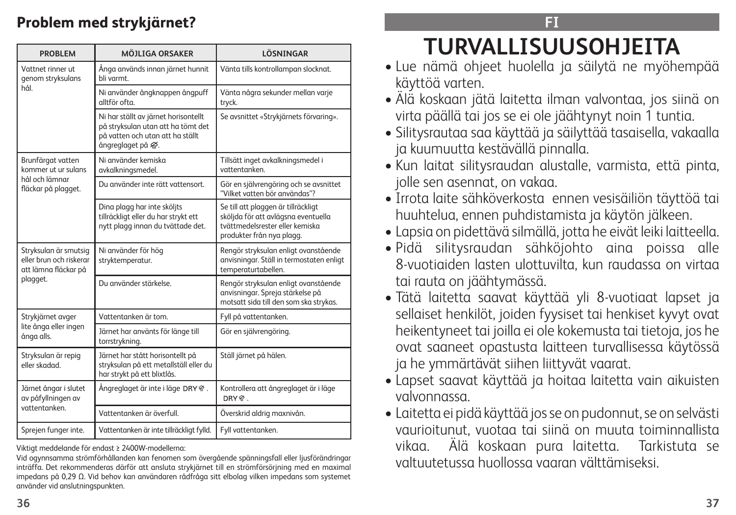## Problem med strykjärnet?

| PROBLEM | MÖJLIGA ORSAKER | LÖSNINGAR |
|---|---|---|
| Vattnet rinner ut genom stryksulans hål. | Ånga används innan järnet hunnit bli varmt. | Vänta tills kontrollampan slocknat. |
| | Ni använder ångknappen ångpuff alltför ofta. | Vänta några sekunder mellan varje tryck. |
| | Ni har ställt av järnet horisontellt på stryksulan utan att ha tömt det på vatten och utan att ha ställt ångreglaget på ⌀. | Se avsnittet «Strykjärnets förvaring». |
| Brunfärgat vatten kommer ut ur sulans hål och lämnar fläckar på plagget. | Ni använder kemiska avkalkningsmedel. | Tillsätt inget avkalkningsmedel i vattentanken. |
| | Du använder inte rätt vattensort. | Gör en självrengöring och se avsnittet "Vilket vatten bör användas"? |
| | Dina plagg har inte sköljts tillräckligt eller du har strykt ett nytt plagg innan du tvättade det. | Se till att plaggen är tillräckligt sköljda för att avlägsna eventuella tvättmedelsrester eller kemiska produkter från nya plagg. |
| Stryksulan är smutsig eller brun och riskerar att lämna fläckar på plagget. | Ni använder för hög stryktemperatur. | Rengör stryksulan enligt ovanstående anvisningar. Ställ in termostaten enligt temperaturtabellen. |
| | Du använder stärkelse. | Rengör stryksulan enligt ovanstående anvisningar. Spreja stärkelse på motsatt sida till den som ska strykas. |
| Strykjärnet avger lite ånga eller ingen ånga alls. | Vattentanken är tom. | Fyll på vattentanken. |
| | Järnet har använts för länge till torrstrykning. | Gör en självrengöring. |
| Stryksulan är repig eller skadad. | Järnet har stått horisontellt på stryksulan på ett metallställ eller du har strykt på ett blixtlås. | Ställ järnet på hälen. |
| Järnet ångar i slutet av påfyllningen av vattentanken. | Ångreglaget är inte i läge DRY. | Kontrollera att ångreglaget är i läge DRY. |
| | Vattentanken är överfull. | Överskrid aldrig maxnivån. |
| Sprejen fungerar inte. | Vattentanken är inte tillräckligt fylld. | Fyll vattentanken. |

Viktigt meddelande för endast ≥ 2400W-modellerna:

Vid ogynnsamma strömförhållanden kan fenomen som övergående spänningsfall eller ljusförändringar inträffa. Det rekommenderas därför att ansluta strykjärnet till en strömförsörjning med en maximal impedans på 0,29 Ω. Vid behov kan användaren rådfråga sitt elbolag vilken impedans som systemet använder vid anslutningspunkten.

FI

# TURVALLISUUSOHJEITA

- Lue nämä ohjeet huolella ja säilytä ne myöhempää käyttöä varten.
- Älä koskaan jätä laitetta ilman valvontaa, jos siinä on virta päällä tai jos se ei ole jäähtynyt noin 1 tuntia.
- Silitysrautaa saa käyttää ja säilyttää tasaisella, vakaalla ja kuumuutta kestävällä pinnalla.
- Kun laitat silitysraudan alustalle, varmista, että pinta, jolle sen asennat, on vakaa.
- Irrota laite sähköverkosta ennen vesisäiliön täyttöä tai huuhtelua, ennen puhdistamista ja käytön jälkeen.
- Lapsia on pidettävä silmällä, jotta he eivät leiki laitteella.
- Pidä silitysraudan sähköjohto aina poissa alle 8-vuotiaiden lasten ulottuvilta, kun raudassa on virtaa tai rauta on jäähtymässä.
- Tätä laitetta saavat käyttää yli 8-vuotiaat lapset ja sellaiset henkilöt, joiden fyysiset tai henkiset kyvyt ovat heikentyneet tai joilla ei ole kokemusta tai tietoja, jos he ovat saaneet opastusta laitteen turvallisessa käytössä ja he ymmärtävät siihen liittyvät vaarat.
- Lapset saavat käyttää ja hoitaa laitetta vain aikuisten valvonnassa.
- Laitetta ei pidä käyttää jos se on pudonnut, se on selvästi vaurioitunut, vuotaa tai siinä on muuta toiminnallista vikaa. Älä koskaan pura laitetta. Tarkistuta se valtuutetussa huollossa vaaran välttämiseksi.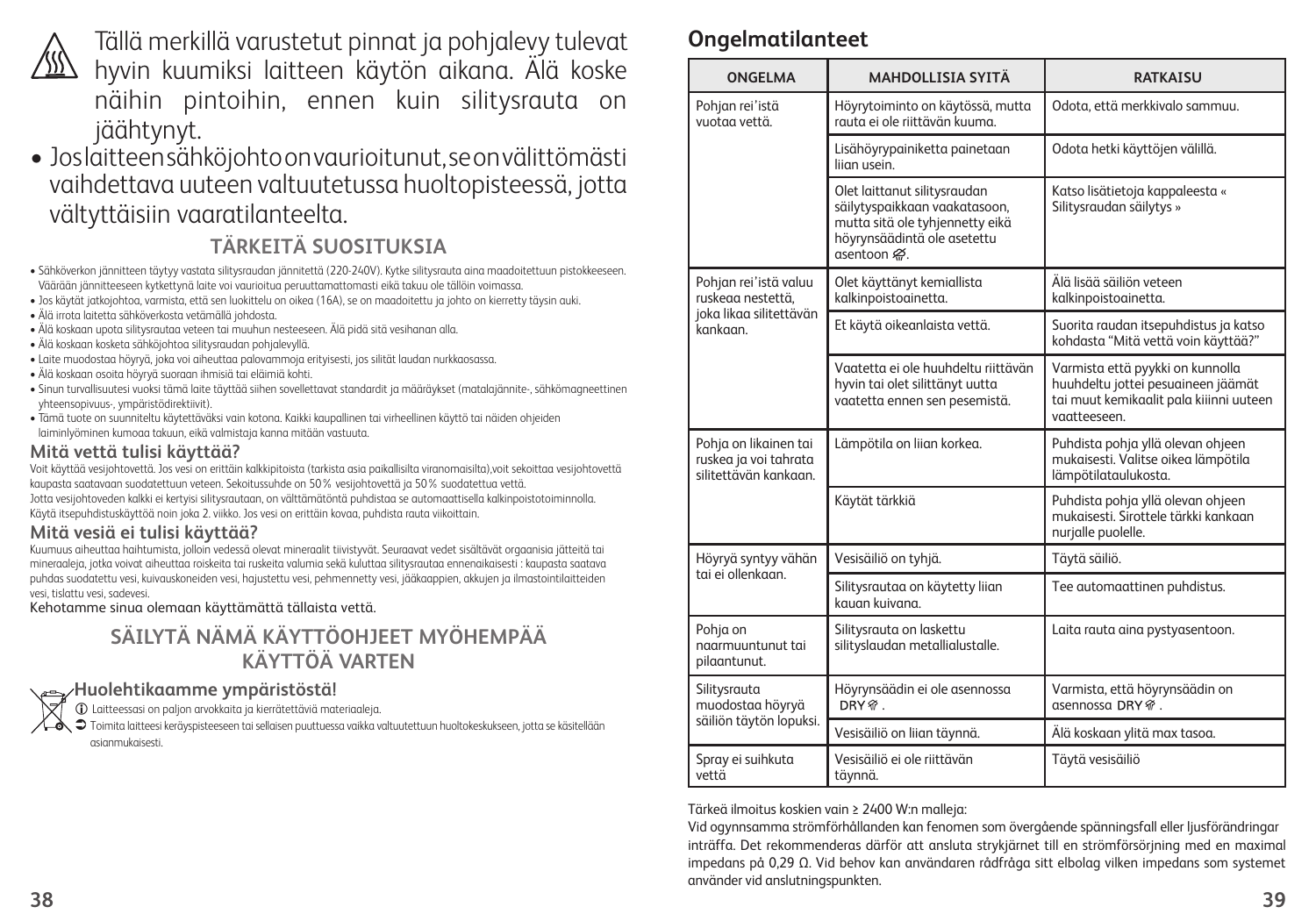Tällä merkillä varustetut pinnat ja pohjalevy tulevat hyvin kuumiksi laitteen käytön aikana. Älä koske näihin pintoihin, ennen kuin silitysrauta on jäähtynyt.

- Jos laitteen sähköjohto on vaurioitunut, se on välittömästi vaihdettava uuteen valtuutetussa huoltopisteessä, jotta vältyttäisiin vaaratilanteelta.

## TÄRKEITÄ SUOSITUKSIA

- Sähköverkon jännitteen täytyy vastata silitysraudan jännitettä (220-240V). Kytke silitysrauta aina maadoitettuun pistokkeeseen. Väärään jännitteeseen kytkettynä laite voi vaurioitua peruuttamattomasti eikä takuu ole tällöin voimassa.
- Jos käytät jatkojohtoa, varmista, että sen luokittelu on oikea (16A), se on maadoitettu ja johto on kierretty täysin auki.
- Älä irrota laitetta sähköverkosta vetämällä johdosta.
- Älä koskaan upota silitysrautaa veteen tai muuhun nesteeseen. Älä pidä sitä vesihanan alla.
- Älä koskaan kosketa sähköjohtoa silitysraudan pohjalevyllä.
- Laite muodostaa höyryä, joka voi aiheuttaa palovammoja erityisesti, jos silität laudan nurkkaosassa.
- Älä koskaan osoita höyryä suoraan ihmisiä tai eläimiä kohti.
- Sinun turvallisuutesi vuoksi tämä laite täyttää siihen sovellettavat standardit ja määräykset (matalajännite-, sähkömagneettinen yhteensopivuus-, ympäristödirektiivit).
- Tämä tuote on suunniteltu käytettäväksi vain kotona. Kaikki kaupallinen tai virheellinen käyttö tai näiden ohjeiden laiminlyöminen kumoaa takuun, eikä valmistaja kanna mitään vastuuta.

### Mitä vettä tulisi käyttää?

Voit käyttää vesijohtovettä. Jos vesi on erittäin kalkkipitoista (tarkista asia paikallisilta viranomaisilta),voit sekoittaa vesijohtovettä kaupasta saatavaan suodatettuun veteen. Sekoitussuhde on 50% vesijohtovettä ja 50% suodatettua vettä.
Jotta vesijohtoveden kalkki ei kertyisi silitysrautaan, on välttämätöntä puhdistaa se automaattisella kalkinpoistotoiminnolla. Käytä itsepuhdistuskäyttöä noin joka 2. viikko. Jos vesi on erittäin kovaa, puhdista rauta viikoittain.

### Mitä vesiä ei tulisi käyttää?

Kuumuus aiheuttaa haihtumista, jolloin vedessä olevat mineraalit tiivistyvät. Seuraavat vedet sisältävät orgaanisia jätteitä tai mineraaleja, jotka voivat aiheuttaa roiskeita tai ruskeita valumia sekä kuluttaa silitysrautaa ennenaikaisesti : kaupasta saatava puhdas suodatettu vesi, kuivauskoneiden vesi, hajustettu vesi, pehmennetty vesi, jääkaappien, akkujen ja ilmastointilaitteiden vesi, tislattu vesi, sadevesi.
Kehotamme sinua olemaan käyttämättä tällaista vettä.

## SÄILYTÄ NÄMÄ KÄYTTÖOHJEET MYÖHEMPÄÄ KÄYTTÖÄ VARTEN

### Huolehtikaamme ympäristöstä!

ⓘ Laitteessasi on paljon arvokkaita ja kierrätettäviä materiaaleja.

➲ Toimita laitteesi keräyspisteeseen tai sellaisen puuttuessa vaikka valtuutettuun huoltokeskukseen, jotta se käsitellään asianmukaisesti.

## Ongelmatilanteet

| ONGELMA | MAHDOLLISIA SYITÄ | RATKAISU |
|---|---|---|
| Pohjan rei'istä vuotaa vettä. | Höyrytoiminto on käytössä, mutta rauta ei ole riittävän kuuma. | Odota, että merkkivalo sammuu. |
| | Lisähöyrypainiketta painetaan liian usein. | Odota hetki käyttöjen välillä. |
| | Olet laittanut silitysraudan säilytyspaikkaan vaakatasoon, mutta sitä ole tyhjennetty eikä höyrynsäädintä ole asetettu asentoon . | Katso lisätietoja kappaleesta « Silitysraudan säilytys » |
| Pohjan rei'istä valuu ruskeaa nestettä, joka likaa silitettävän kankaan. | Olet käyttänyt kemiallista kalkinpoistoainetta. | Älä lisää säiliön veteen kalkinpoistoainetta. |
| | Et käytä oikeanlaista vettä. | Suorita raudan itsepuhdistus ja katso kohdasta "Mitä vettä voin käyttää?" |
| | Vaatetta ei ole huuhdeltu riittävän hyvin tai olet silittänyt uutta vaatetta ennen sen pesemistä. | Varmista että pyykki on kunnolla huuhdeltu jottei pesuaineen jäämät tai muut kemikaalit pala kiinni uuteen vaatteeseen. |
| Pohja on likainen tai ruskea ja voi tahrata silitettävän kankaan. | Lämpötila on liian korkea. | Puhdista pohja yllä olevan ohjeen mukaisesti. Valitse oikea lämpötila lämpötilataulukosta. |
| | Käytät tärkkiä | Puhdista pohja yllä olevan ohjeen mukaisesti. Sirottele tärkki kankaan nurjalle puolelle. |
| Höyryä syntyy vähän tai ei ollenkaan. | Vesisäiliö on tyhjä. | Täytä säiliö. |
| | Silitysrautaa on käytetty liian kauan kuivana. | Tee automaattinen puhdistus. |
| Pohja on naarmuuntunut tai pilaantunut. | Silitysrauta on laskettu silityslaudan metallialustalle. | Laita rauta aina pystyasentoon. |
| Silitysrauta muodostaa höyryä säiliön täytön lopuksi. | Höyrynsäädin ei ole asennossa DRY. | Varmista, että höyrynsäädin on asennossa DRY. |
| | Vesisäiliö on liian täynnä. | Älä koskaan ylitä max tasoa. |
| Spray ei suihkuta vettä | Vesisäiliö ei ole riittävän täynnä. | Täytä vesisäiliö |

Tärkeä ilmoitus koskien vain ≥ 2400 W:n malleja:
Vid ogynnsamma strömförhållanden kan fenomen som övergående spänningsfall eller ljusförändringar inträffa. Det rekommenderas därför att ansluta strykjärnet till en strömförsörjning med en maximal impedans på 0,29 Ω. Vid behov kan användaren rådfråga sitt elbolag vilken impedans som systemet använder vid anslutningspunkten.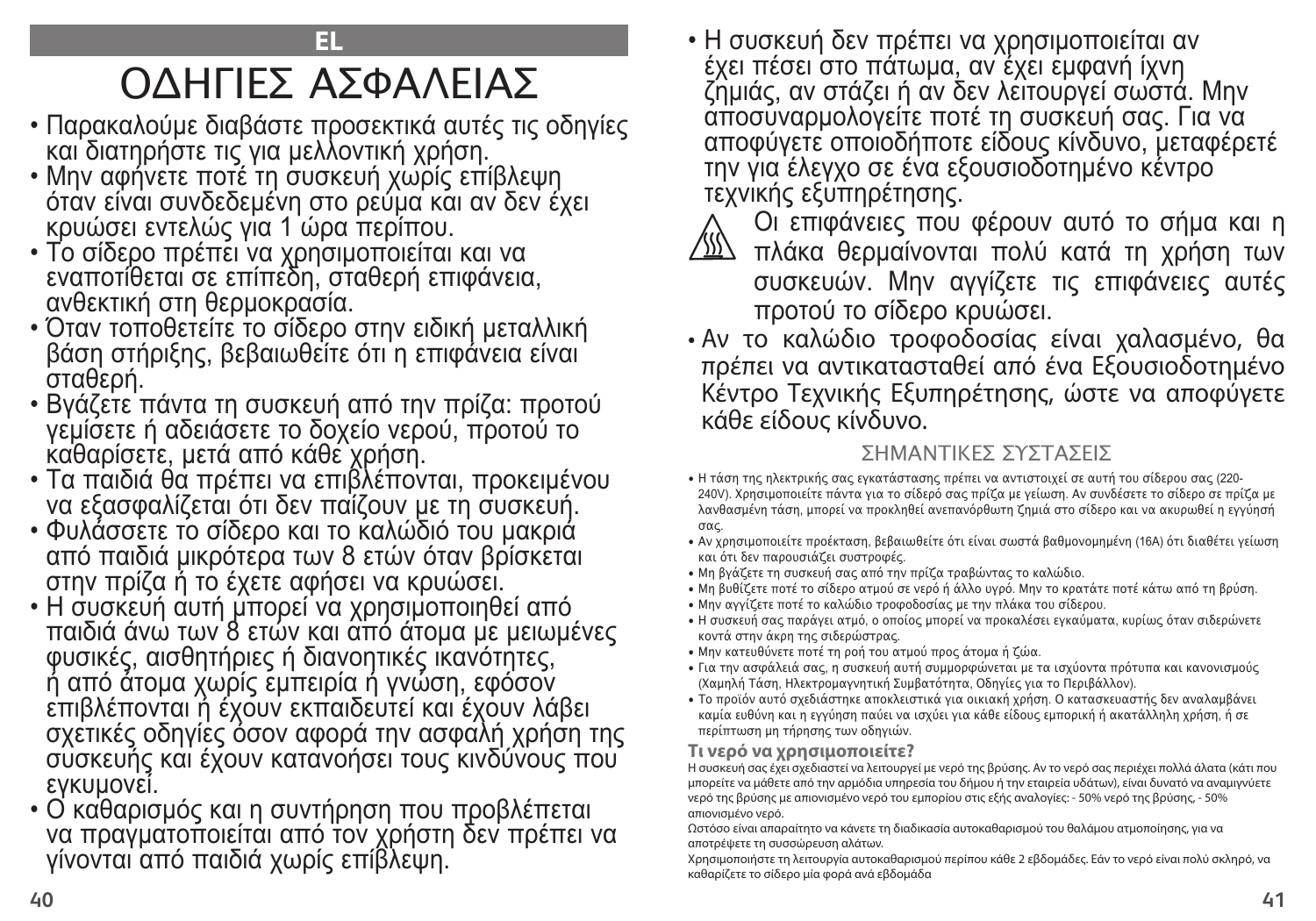# ΟΔΗΓΙΕΣ ΑΣΦΑΛΕΙΑΣ

- Παρακαλούμε διαβάστε προσεκτικά αυτές τις οδηγίες και διατηρήστε τις για μελλοντική χρήση.
- Μην αφήνετε ποτέ τη συσκευή χωρίς επίβλεψη όταν είναι συνδεδεμένη στο ρεύμα και αν δεν έχει κρυώσει εντελώς για 1 ώρα περίπου.
- Το σίδερο πρέπει να χρησιμοποιείται και να εναποτίθεται σε επίπεδη, σταθερή επιφάνεια, ανθεκτική στη θερμοκρασία.
- Όταν τοποθετείτε το σίδερο στην ειδική μεταλλική βάση στήριξης, βεβαιωθείτε ότι η επιφάνεια είναι σταθερή.
- Βγάζετε πάντα τη συσκευή από την πρίζα: προτού γεμίσετε ή αδειάσετε το δοχείο νερού, προτού το καθαρίσετε, μετά από κάθε χρήση.
- Τα παιδιά θα πρέπει να επιβλέπονται, προκειμένου να εξασφαλίζεται ότι δεν παίζουν με τη συσκευή.
- Φυλάσσετε το σίδερο και το καλώδιό του μακριά από παιδιά μικρότερα των 8 ετών όταν βρίσκεται στην πρίζα ή το έχετε αφήσει να κρυώσει.
- Η συσκευή αυτή μπορεί να χρησιμοποιηθεί από παιδιά άνω των 8 ετών και από άτομα με μειωμένες φυσικές, αισθητήριες ή διανοητικές ικανότητες, ή από άτομα χωρίς εμπειρία ή γνώση, εφόσον επιβλέπονται ή έχουν εκπαιδευτεί και έχουν λάβει σχετικές οδηγίες όσον αφορά την ασφαλή χρήση της συσκευής και έχουν κατανοήσει τους κινδύνους που εγκυμονεί.
- Ο καθαρισμός και η συντήρηση που προβλέπεται να πραγματοποιείται από τον χρήστη δεν πρέπει να γίνονται από παιδιά χωρίς επίβλεψη.
- Η συσκευή δεν πρέπει να χρησιμοποιείται αν έχει πέσει στο πάτωμα, αν έχει εμφανή ίχνη ζημιάς, αν στάζει ή αν δεν λειτουργεί σωστά. Μην αποσυναρμολογείτε ποτέ τη συσκευή σας. Για να αποφύγετε οποιοδήποτε είδους κίνδυνο, μεταφέρετέ την για έλεγχο σε ένα εξουσιοδοτημένο κέντρο τεχνικής εξυπηρέτησης.

Οι επιφάνειες που φέρουν αυτό το σήμα και η πλάκα θερμαίνονται πολύ κατά τη χρήση των συσκευών. Μην αγγίζετε τις επιφάνειες αυτές προτού το σίδερο κρυώσει.

- Αν το καλώδιο τροφοδοσίας είναι χαλασμένο, θα πρέπει να αντικατασταθεί από ένα Εξουσιοδοτημένο Κέντρο Τεχνικής Εξυπηρέτησης, ώστε να αποφύγετε κάθε είδους κίνδυνο.

## ΣΗΜΑΝΤΙΚΕΣ ΣΥΣΤΑΣΕΙΣ

- Η τάση της ηλεκτρικής σας εγκατάστασης πρέπει να αντιστοιχεί σε αυτή του σίδερου σας (220-240V). Χρησιμοποιείτε πάντα για το σίδερό σας πρίζα με γείωση. Αν συνδέσετε το σίδερο σε πρίζα με λανθασμένη τάση, μπορεί να προκληθεί ανεπανόρθωτη ζημιά στο σίδερο και να ακυρωθεί η εγγύησή σας.
- Αν χρησιμοποιείτε προέκταση, βεβαιωθείτε ότι είναι σωστά βαθμονομημένη (16A) ότι διαθέτει γείωση και ότι δεν παρουσιάζει συστροφές.
- Μη βγάζετε τη συσκευή σας από την πρίζα τραβώντας το καλώδιο.
- Μη βυθίζετε ποτέ το σίδερο ατμού σε νερό ή άλλο υγρό. Μην το κρατάτε ποτέ κάτω από τη βρύση.
- Μην αγγίζετε ποτέ το καλώδιο τροφοδοσίας με την πλάκα του σίδερου.
- Η συσκευή σας παράγει ατμό, ο οποίος μπορεί να προκαλέσει εγκαύματα, κυρίως όταν σιδερώνετε κοντά στην άκρη της σιδερώστρας.
- Μην κατευθύνετε ποτέ τη ροή του ατμού προς άτομα ή ζώα.
- Για την ασφάλειά σας, η συσκευή αυτή συμμορφώνεται με τα ισχύοντα πρότυπα και κανονισμούς (Χαμηλή Τάση, Ηλεκτρομαγνητική Συμβατότητα, Οδηγίες για το Περιβάλλον).
- Το προϊόν αυτό σχεδιάστηκε αποκλειστικά για οικιακή χρήση. Ο κατασκευαστής δεν αναλαμβάνει καμία ευθύνη και η εγγύηση παύει να ισχύει για κάθε είδους εμπορική ή ακατάλληλη χρήση, ή σε περίπτωση μη τήρησης των οδηγιών.

**Τι νερό να χρησιμοποιείτε?**

Η συσκευή σας έχει σχεδιαστεί να λειτουργεί με νερό της βρύσης. Αν το νερό σας περιέχει πολλά άλατα (κάτι που μπορείτε να μάθετε από την αρμόδια υπηρεσία του δήμου ή την εταιρεία υδάτων), είναι δυνατό να αναμιγνύετε νερό της βρύσης με απιονισμένο νερό του εμπορίου στις εξής αναλογίες: - 50% νερό της βρύσης, - 50% απιονισμένο νερό.

Ωστόσο είναι απαραίτητο να κάνετε τη διαδικασία αυτοκαθαρισμού του θαλάμου ατμοποίησης, για να αποτρέψετε τη συσσώρευση αλάτων.

Χρησιμοποιήστε τη λειτουργία αυτοκαθαρισμού περίπου κάθε 2 εβδομάδες. Εάν το νερό είναι πολύ σκληρό, να καθαρίζετε το σίδερο μία φορά ανά εβδομάδα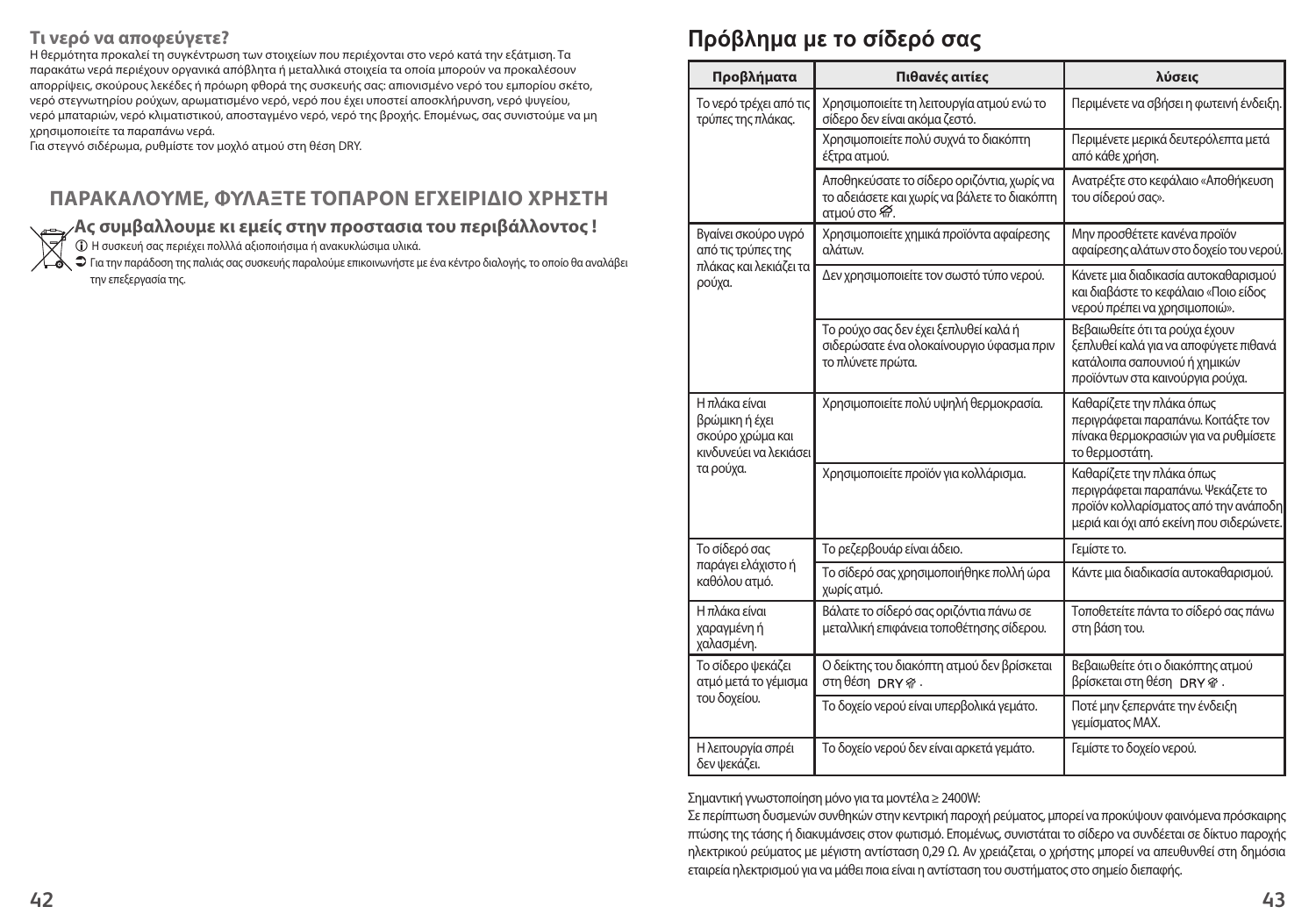**Τι νερό να αποφεύγετε?**

Η θερμότητα προκαλεί τη συγκέντρωση των στοιχείων που περιέχονται στο νερό κατά την εξάτμιση. Τα παρακάτω νερά περιέχουν οργανικά απόβλητα ή μεταλλικά στοιχεία τα οποία μπορούν να προκαλέσουν απορρίψεις, σκούρους λεκέδες ή πρόωρη φθορά της συσκευής σας: απιονισμένο νερό του εμπορίου σκέτο, νερό στεγνωτηρίου ρούχων, αρωματισμένο νερό, νερό που έχει υποστεί αποσκλήρυνση, νερό ψυγείου, νερό μπαταριών, νερό κλιματιστικού, αποσταγμένο νερό, νερό της βροχής. Επομένως, σας συνιστούμε να μη χρησιμοποιείτε τα παραπάνω νερά.

Για στεγνό σιδέρωμα, ρυθμίστε τον μοχλό ατμού στη θέση DRY.

## ΠΑΡΑΚΑΛΟΥΜΕ, ΦΥΛΑΞΤΕ ΤΟΠΑΡΟΝ ΕΓΧΕΙΡΙΔΙΟ ΧΡΗΣΤΗ

**Ας συμβαλλουμε κι εμείς στην προστασια του περιβάλλοντος !**

ⓘ Η συσκευή σας περιέχει πολλλά αξιοποιήσιμα ή ανακυκλώσιμα υλικά.

➲ Για την παράδοση της παλιάς σας συσκευής παραλούμε επικοινωνήστε με ένα κέντρο διαλογής, το οποίο θα αναλάβει την επεξεργασία της.

# Πρόβλημα με το σίδερό σας

| Προβλήματα | Πιθανές αιτίες | λύσεις |
|---|---|---|
| Το νερό τρέχει από τις τρύπες της πλάκας. | Χρησιμοποιείτε τη λειτουργία ατμού ενώ το σίδερο δεν είναι ακόμα ζεστό. | Περιμένετε να σβήσει η φωτεινή ένδειξη. |
| | Χρησιμοποιείτε πολύ συχνά το διακόπτη έξτρα ατμού. | Περιμένετε μερικά δευτερόλεπτα μετά από κάθε χρήση. |
| | Αποθηκεύσατε το σίδερο οριζόντια, χωρίς να το αδειάσετε και χωρίς να βάλετε το διακόπτη ατμού στο ⊘. | Ανατρέξτε στο κεφάλαιο «Αποθήκευση του σίδερού σας». |
| Βγαίνει σκούρο υγρό από τις τρύπες της πλάκας και λεκιάζει τα ρούχα. | Χρησιμοποιείτε χημικά προϊόντα αφαίρεσης αλάτων. | Μην προσθέτετε κανένα προϊόν αφαίρεσης αλάτων στο δοχείο του νερού. |
| | Δεν χρησιμοποιείτε τον σωστό τύπο νερού. | Κάνετε μια διαδικασία αυτοκαθαρισμού και διαβάστε το κεφάλαιο «Ποιο είδος νερού πρέπει να χρησιμοποιώ». |
| | Το ρούχο σας δεν έχει ξεπλυθεί καλά ή σιδερώσατε ένα ολοκαίνουργιο ύφασμα πριν το πλύνετε πρώτα. | Βεβαιωθείτε ότι τα ρούχα έχουν ξεπλυθεί καλά για να αποφύγετε πιθανά κατάλοιπα σαπουνιού ή χημικών προϊόντων στα καινούργια ρούχα. |
| Η πλάκα είναι βρώμικη ή έχει σκούρο χρώμα και κινδυνεύει να λεκιάσει τα ρούχα. | Χρησιμοποιείτε πολύ υψηλή θερμοκρασία. | Καθαρίζετε την πλάκα όπως περιγράφεται παραπάνω. Κοιτάξτε τον πίνακα θερμοκρασιών για να ρυθμίσετε το θερμοστάτη. |
| | Χρησιμοποιείτε προϊόν για κολλάρισμα. | Καθαρίζετε την πλάκα όπως περιγράφεται παραπάνω. Ψεκάζετε το προϊόν κολλαρίσματος από την ανάποδη μεριά και όχι από εκείνη που σιδερώνετε. |
| Το σίδερό σας παράγει ελάχιστο ή καθόλου ατμό. | Το ρεζερβουάρ είναι άδειο. | Γεμίστε το. |
| | Το σίδερό σας χρησιμοποιήθηκε πολλή ώρα χωρίς ατμό. | Κάντε μια διαδικασία αυτοκαθαρισμού. |
| Η πλάκα είναι χαραγμένη ή χαλασμένη. | Βάλατε το σίδερό σας οριζόντια πάνω σε μεταλλική επιφάνεια τοποθέτησης σίδερου. | Τοποθετείτε πάντα το σίδερό σας πάνω στη βάση του. |
| Το σίδερο ψεκάζει ατμό μετά το γέμισμα του δοχείου. | Ο δείκτης του διακόπτη ατμού δεν βρίσκεται στη θέση DRY ⊘ . | Βεβαιωθείτε ότι ο διακόπτης ατμού βρίσκεται στη θέση DRY ⊘ . |
| | Το δοχείο νερού είναι υπερβολικά γεμάτο. | Ποτέ μην ξεπερνάτε την ένδειξη γεμίσματος MAX. |
| Η λειτουργία σπρέι δεν ψεκάζει. | Το δοχείο νερού δεν είναι αρκετά γεμάτο. | Γεμίστε το δοχείο νερού. |

Σημαντική γνωστοποίηση μόνο για τα μοντέλα ≥ 2400W:

Σε περίπτωση δυσμενών συνθηκών στην κεντρική παροχή ρεύματος, μπορεί να προκύψουν φαινόμενα πρόσκαιρης πτώσης της τάσης ή διακυμάνσεις στον φωτισμό. Επομένως, συνιστάται το σίδερο να συνδέεται σε δίκτυο παροχής ηλεκτρικού ρεύματος με μέγιστη αντίσταση 0,29 Ω. Αν χρειάζεται, ο χρήστης μπορεί να απευθυνθεί στη δημόσια εταιρεία ηλεκτρισμού για να μάθει ποια είναι η αντίσταση του συστήματος στο σημείο διεπαφής.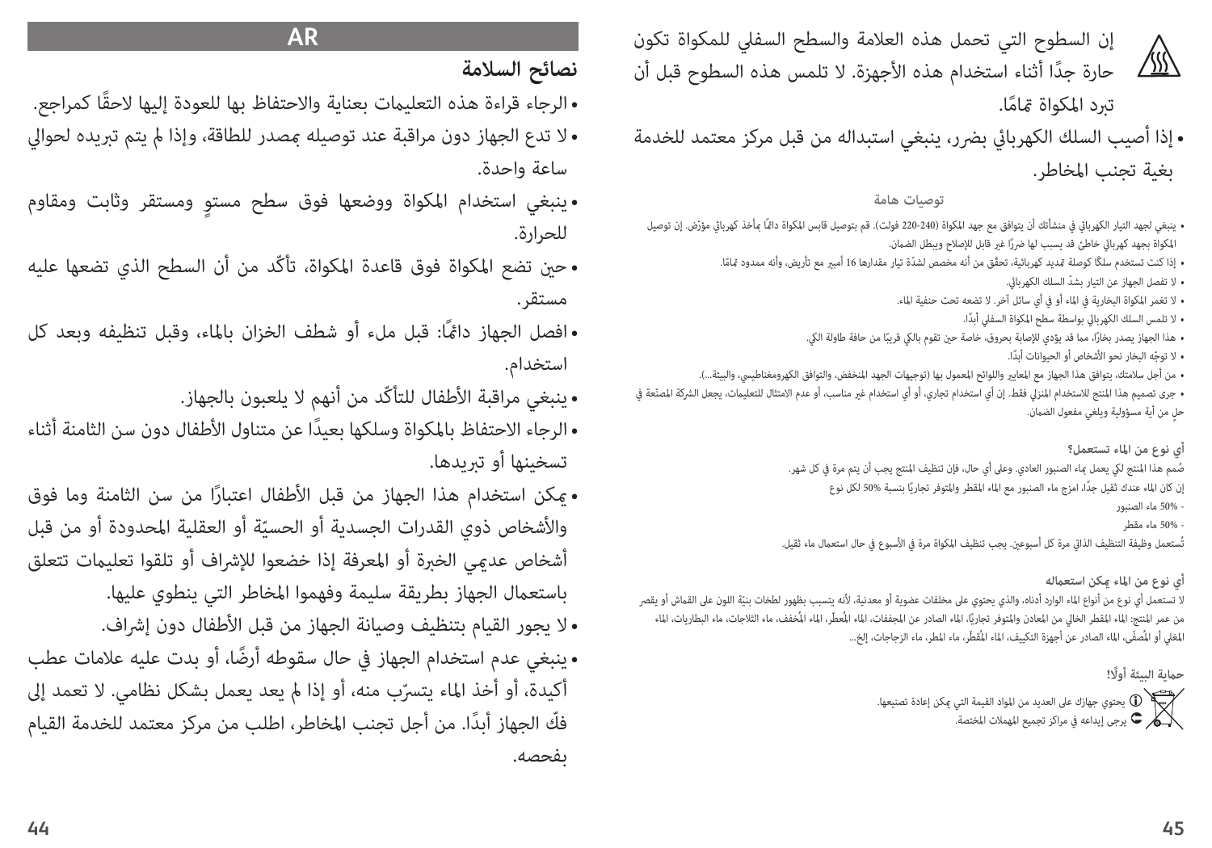## AR

## نصائح السلامة

- الرجاء قراءة هذه التعليمات بعناية والاحتفاظ بها للعودة إليها لاحقًا كمراجع.
- لا تدع الجهاز دون مراقبة عند توصيله بمصدر للطاقة، وإذا لم يتم تبريده لحوالي ساعة واحدة.
- ينبغي استخدام المكواة ووضعها فوق سطح مستوٍ ومستقر وثابت ومقاوم للحرارة.
- حين تضع المكواة فوق قاعدة المكواة، تأكّد من أن السطح الذي تضعها عليه مستقر.
- افصل الجهاز دائمًا: قبل ملء أو شطف الخزان بالماء، وقبل تنظيفه وبعد كل استخدام.
- ينبغي مراقبة الأطفال للتأكّد من أنهم لا يلعبون بالجهاز.
- الرجاء الاحتفاظ بالمكواة وسلكها بعيدًا عن متناول الأطفال دون سن الثامنة أثناء تسخينها أو تبريدها.
- يمكن استخدام هذا الجهاز من قبل الأطفال اعتبارًا من سن الثامنة وما فوق والأشخاص ذوي القدرات الجسدية أو الحسيّة أو العقلية المحدودة أو من قبل أشخاص عديمي الخبرة أو المعرفة إذا خضعوا للإشراف أو تلقوا تعليمات تتعلق باستعمال الجهاز بطريقة سليمة وفهموا المخاطر التي ينطوي عليها.
- لا يجوز القيام بتنظيف وصيانة الجهاز من قبل الأطفال دون إشراف.
- ينبغي عدم استخدام الجهاز في حال سقوطه أرضًا، أو بدت عليه علامات عطب أكيدة، أو أخذ الماء يتسرّب منه، أو إذا لم يعد يعمل بشكل نظامي. لا تعمد إلى فكّ الجهاز أبدًا. من أجل تجنب المخاطر، اطلب من مركز معتمد للخدمة القيام بفحصه.

إن السطوح التي تحمل هذه العلامة والسطح السفلي للمكواة تكون حارة جدًا أثناء استخدام هذه الأجهزة. لا تلمس هذه السطوح قبل أن تبرد المكواة تمامًا.

- إذا أصيب السلك الكهربائي بضرر، ينبغي استبداله من قبل مركز معتمد للخدمة بغية تجنب المخاطر.

### توصيات هامة

- ينبغي لجهد التيار الكهربائي في منشأتك أن يتوافق مع جهد المكواة (240-220 فولت). قم بتوصيل قابس المكواة دائمًا بمأخذ كهربائي مؤرّض. إن توصيل المكواة بجهد كهربائي خاطئ قد يسبب لها ضررًا غير قابل للإصلاح ويبطل الضمان.
- إذا كنت تستخدم سلكًا كوصلة تمديد كهربائية، تحقّق من أنه مخصص لشدّة تيار مقدارها 16 أمبير مع تأريض، وأنه ممدود تمامًا.
- لا تفصل الجهاز عن التيار بشدّ السلك الكهربائي.
- لا تغمر المكواة البخارية في الماء أو في أي سائل آخر. لا تضعه تحت حنفية الماء.
- لا تلمس السلك الكهربائي بواسطة سطح المكواة السفلي أبدًا.
- هذا الجهاز يصدر بخارًا، مما قد يؤدي للإصابة بحروق، خاصة حين تقوم بالكيّ قريبًا من حافة طاولة الكيّ.
- لا توجّه البخار نحو الأشخاص أو الحيوانات أبدًا.
- من أجل سلامتك، يتوافق هذا الجهاز مع المعايير واللوائح المعمول بها (توجيهات الجهد المنخفض، والتوافق الكهرومغناطيسي، والبيئة...).
- جرى تصميم هذا المنتج للاستخدام المنزلي فقط. إن أي استخدام تجاري، أو أي استخدام غير مناسب، أو عدم الامتثال للتعليمات، يجعل الشركة المصنّعة في حلٍ من أية مسؤولية ويلغي مفعول الضمان.

### أي نوع من الماء تستعمل؟

صُمم هذا المنتج لكي يعمل بماء الصنبور العادي. وعلى أي حال، فإن تنظيف المنتج يجب أن يتم مرة في كل شهر.
إن كان الماء عندك ثقيل جدًا، امزج ماء الصنبور مع الماء المقطر والمتوفر تجاريًا بنسبة 50% لكل نوع
- 50% ماء الصنبور
- 50% ماء مقطر

تُستعمل وظيفة التنظيف الذاتي مرة كل أسبوعين. يجب تنظيف المكواة مرة في الأسبوع في حال استعمال ماء ثقيل.

### أي نوع من الماء يمكن استعماله

لا تستعمل أي نوع من أنواع الماء الوارد أدناه، والذي يحتوي على مخلفات عضوية أو معدنية، لأنه يتسبب بظهور لطخات بنيّة اللون على القماش أو يقصر من عمر المنتج: الماء المقطر الخالي من المعادن والمتوفر تجاريًا، الماء الصادر عن المجففات، الماء المُعطر، الماء المُخفف، ماء الثلاجات، ماء البطاريات، الماء المغلي أو المُصفّى، الماء الصادر عن أجهزة التكييف، الماء المُقطّر، ماء المطر، ماء الزجاجات، إلخ...

### حماية البيئة أولًا!

يحتوي جهازك على العديد من المواد القيمة التي يمكن إعادة تصنيعها.
يرجى إيداعه في مراكز تجميع المهملات المختصة.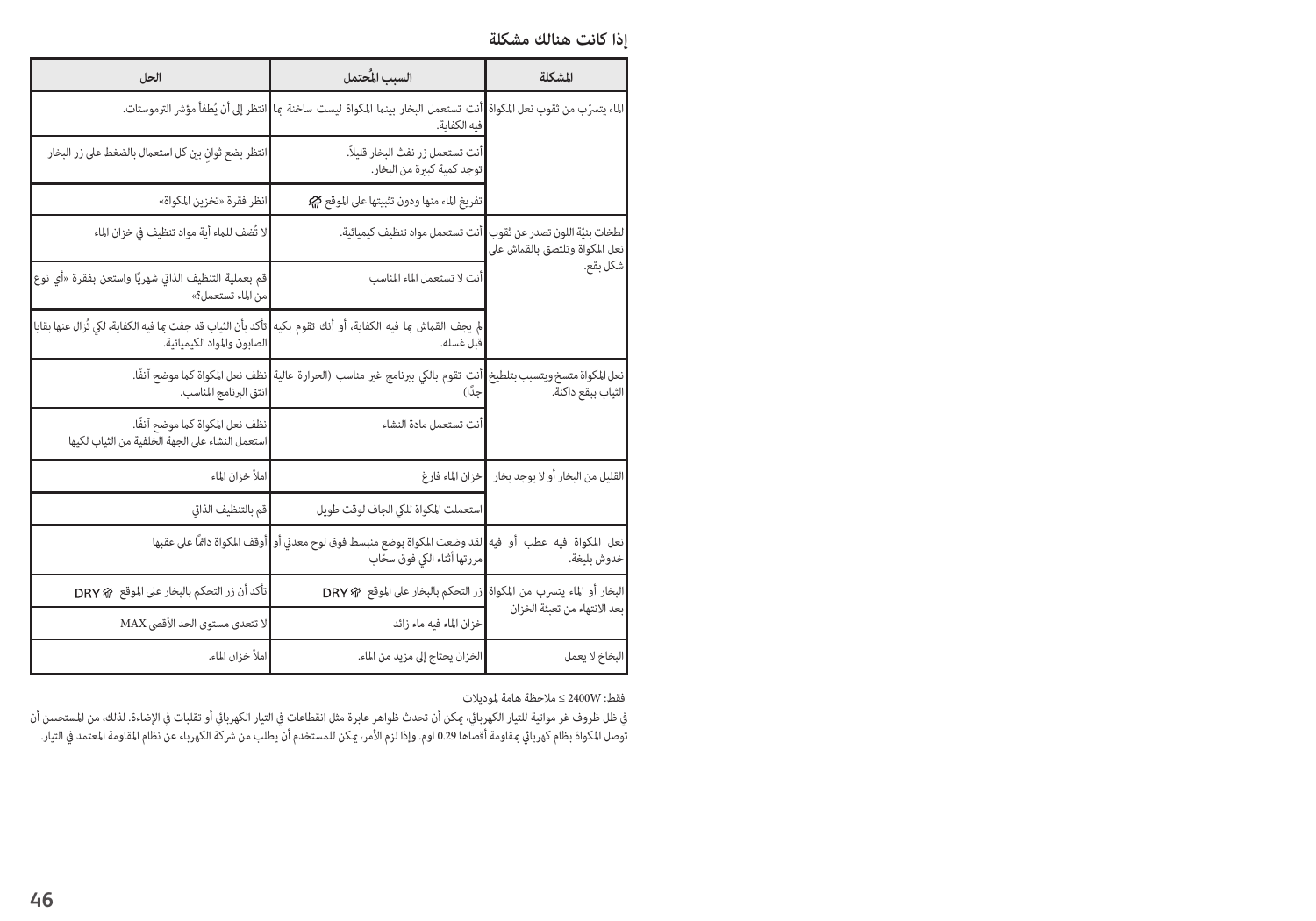## إذا كانت هنالك مشكلة

| المشكلة | السبب المُحتمل | الحل |
| --- | --- | --- |
| الماء يتسرّب من ثقوب نعل المكواة | أنت تستعمل البخار بينما المكواة ليست ساخنة بما فيه الكفاية. | انتظر إلى أن يُطفأ مؤشر الترموستات. |
| | أنت تستعمل زر نفث البخار قليلاً. توجد كمية كبيرة من البخار. | انتظر بضع ثوانٍ بين كل استعمال بالضغط على زر البخار |
| | تفريغ الماء منها ودون تثبيتها على الموقع | انظر فقرة «تخزين المكواة» |
| لطخات بنيّة اللون تصدر عن ثقوب نعل المكواة وتلتصق بالقماش على شكل بقع. | أنت تستعمل مواد تنظيف كيميائية. | لا تُضف للماء أية مواد تنظيف في خزان الماء |
| | أنت لا تستعمل الماء المناسب | قم بعملية التنظيف الذاتي شهريًا واستعن بفقرة «أي نوع من الماء تستعمل؟» |
| | لم يجف القماش بما فيه الكفاية، أو أنك تقوم بكيه قبل غسله. | تأكد بأن الثياب قد جفت بما فيه الكفاية، لكي تُزال عنها بقايا الصابون والمواد الكيميائية. |
| نعل المكواة متسخ ويتسبب بتلطيخ الثياب ببقع داكنة. | أنت تقوم بالكي ببرنامج غير مناسب (الحرارة عالية جدًا) | نظف نعل المكواة كما موضح آنفًا. انتق البرنامج المناسب. |
| | أنت تستعمل مادة النشاء | نظف نعل المكواة كما موضح آنفًا. استعمل النشاء على الجهة الخلفية من الثياب لكيها |
| القليل من البخار أو لا يوجد بخار | خزان الماء فارغ | املأ خزان الماء |
| | استعملت المكواة للكي الجاف لوقت طويل | قم بالتنظيف الذاتي |
| نعل المكواة فيه عطب أو فيه خدوش بليغة. | لقد وضعت المكواة بوضع منبسط فوق لوح معدني أو مررتها أثناء الكي فوق سحّاب | أوقف المكواة دائمًا على عقبها |
| البخار أو الماء يتسرب من المكواة بعد الانتهاء من تعبئة الخزان | زر التحكم بالبخار على الموقع DRY | تأكد أن زر التحكم بالبخار على الموقع DRY |
| | خزان الماء فيه ماء زائد | لا تتعدى مستوى الحد الأقصى MAX |
| البخاخ لا يعمل | الخزان يحتاج إلى مزيد من الماء. | املأ خزان الماء. |

فقط: 2400W ≤ ملاحظة هامة لموديلات

في ظل ظروف غير مواتية للتيار الكهربائي، يمكن أن تحدث ظواهر عابرة مثل انقطاعات في التيار الكهربائي أو تقلبات في الإضاءة. لذلك، من المستحسن أن توصل المكواة بنظام كهربائي بمقاومة أقصاها 0.29 اوم. وإذا لزم الأمر، يمكن للمستخدم أن يطلب من شركة الكهرباء عن نظام المقاومة المعتمد في التيار.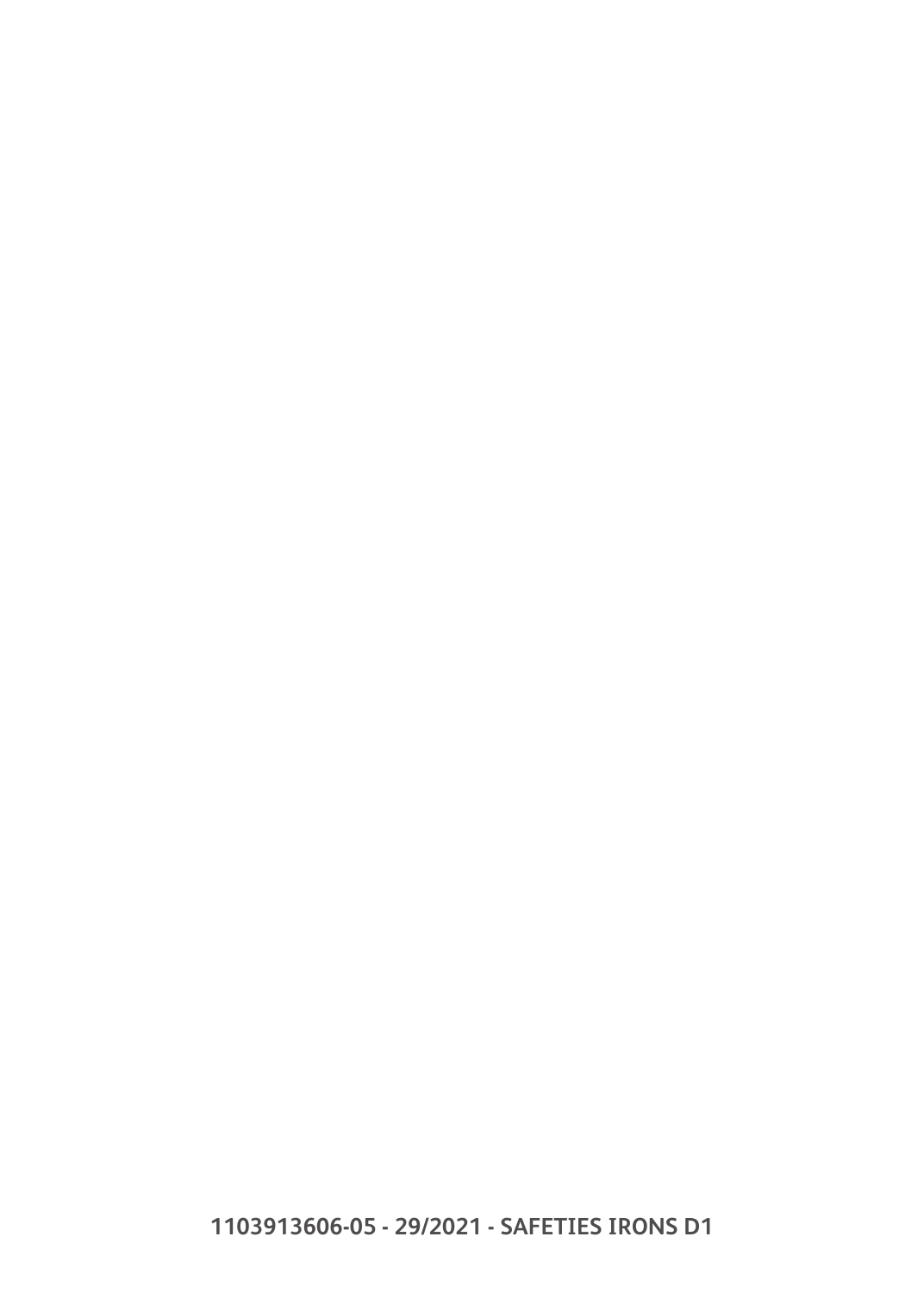1103913606-05 - 29/2021 - SAFETIES IRONS D1